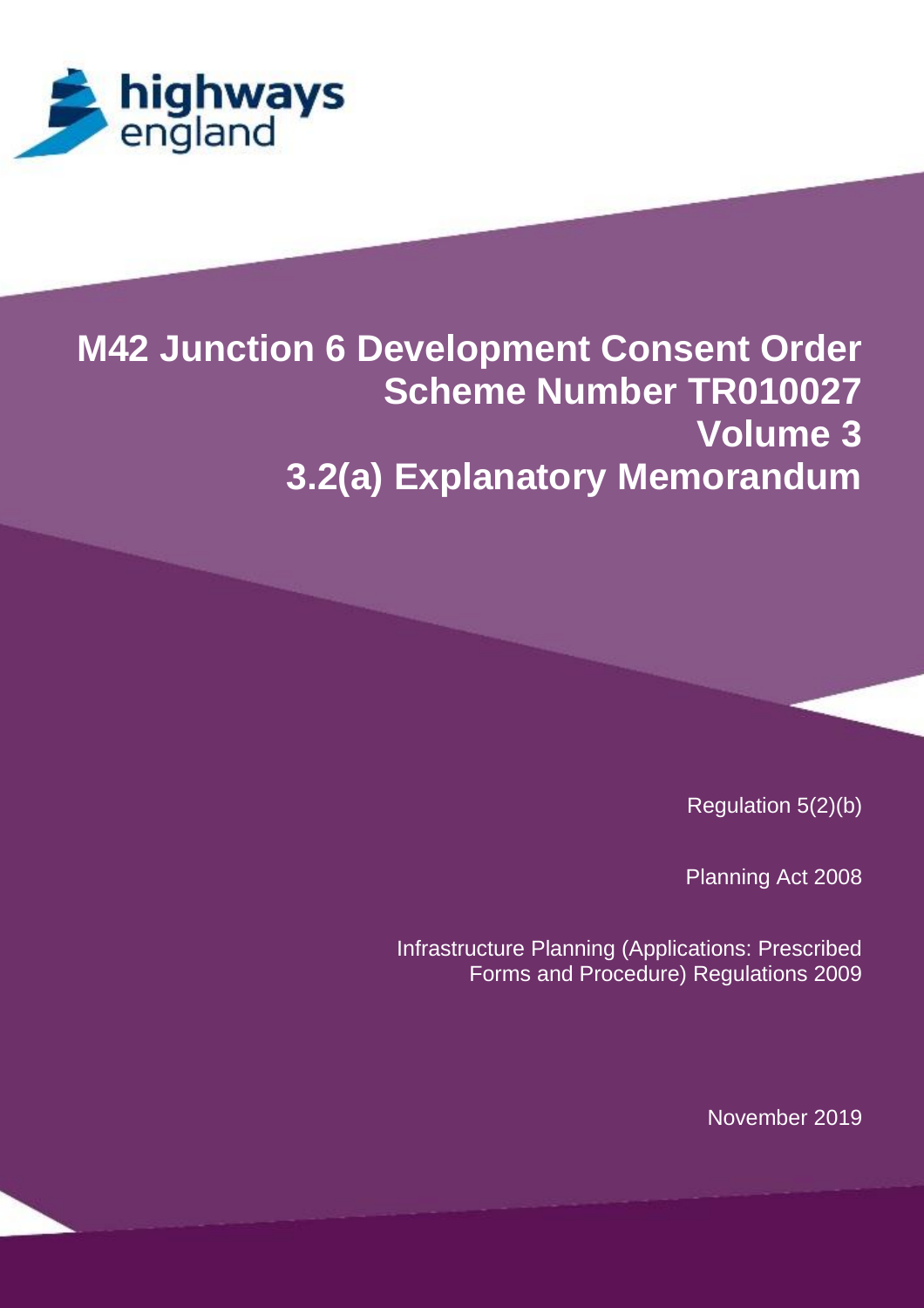highways england

# M42 Junction 6 Development Consent Order
# Scheme Number TR010027
# Volume 3
# 3.2(a) Explanatory Memorandum

Regulation 5(2)(b)

Planning Act 2008

Infrastructure Planning (Applications: Prescribed Forms and Procedure) Regulations 2009

November 2019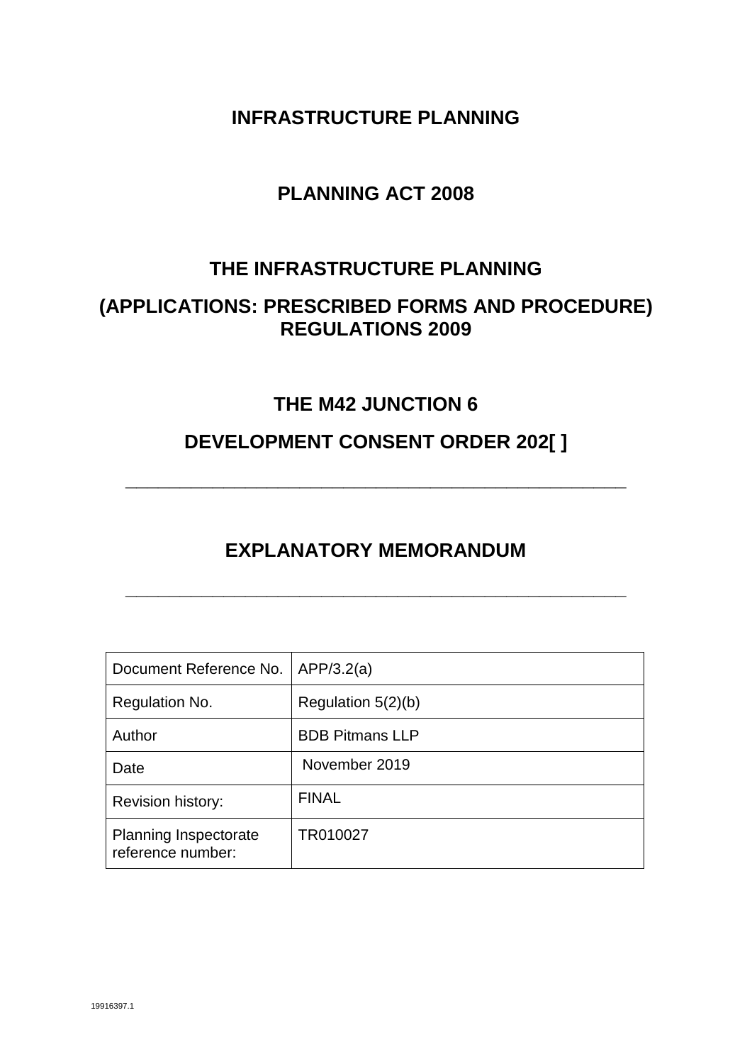# INFRASTRUCTURE PLANNING

# PLANNING ACT 2008

# THE INFRASTRUCTURE PLANNING

# (APPLICATIONS: PRESCRIBED FORMS AND PROCEDURE) REGULATIONS 2009

# THE M42 JUNCTION 6

# DEVELOPMENT CONSENT ORDER 202[ ]

---

# EXPLANATORY MEMORANDUM

---

| Document Reference No. | APP/3.2(a) |
|---|---|
| Regulation No. | Regulation 5(2)(b) |
| Author | BDB Pitmans LLP |
| Date | November 2019 |
| Revision history: | FINAL |
| Planning Inspectorate reference number: | TR010027 |

19916397.1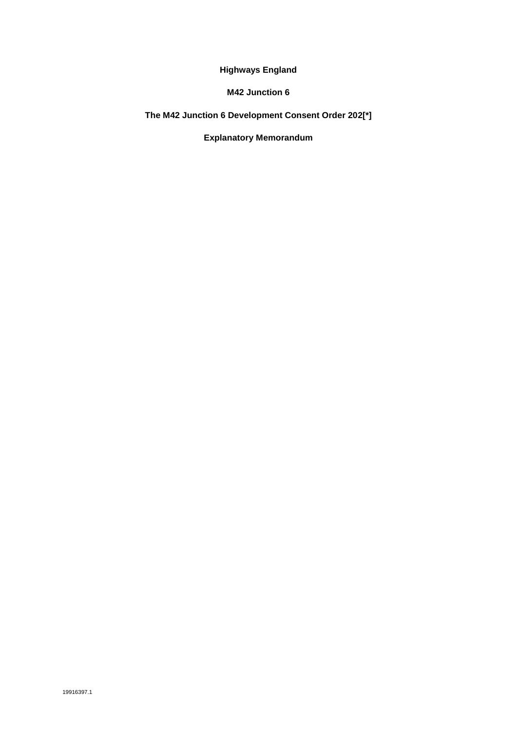**Highways England**

**M42 Junction 6**

**The M42 Junction 6 Development Consent Order 202[*]**

**Explanatory Memorandum**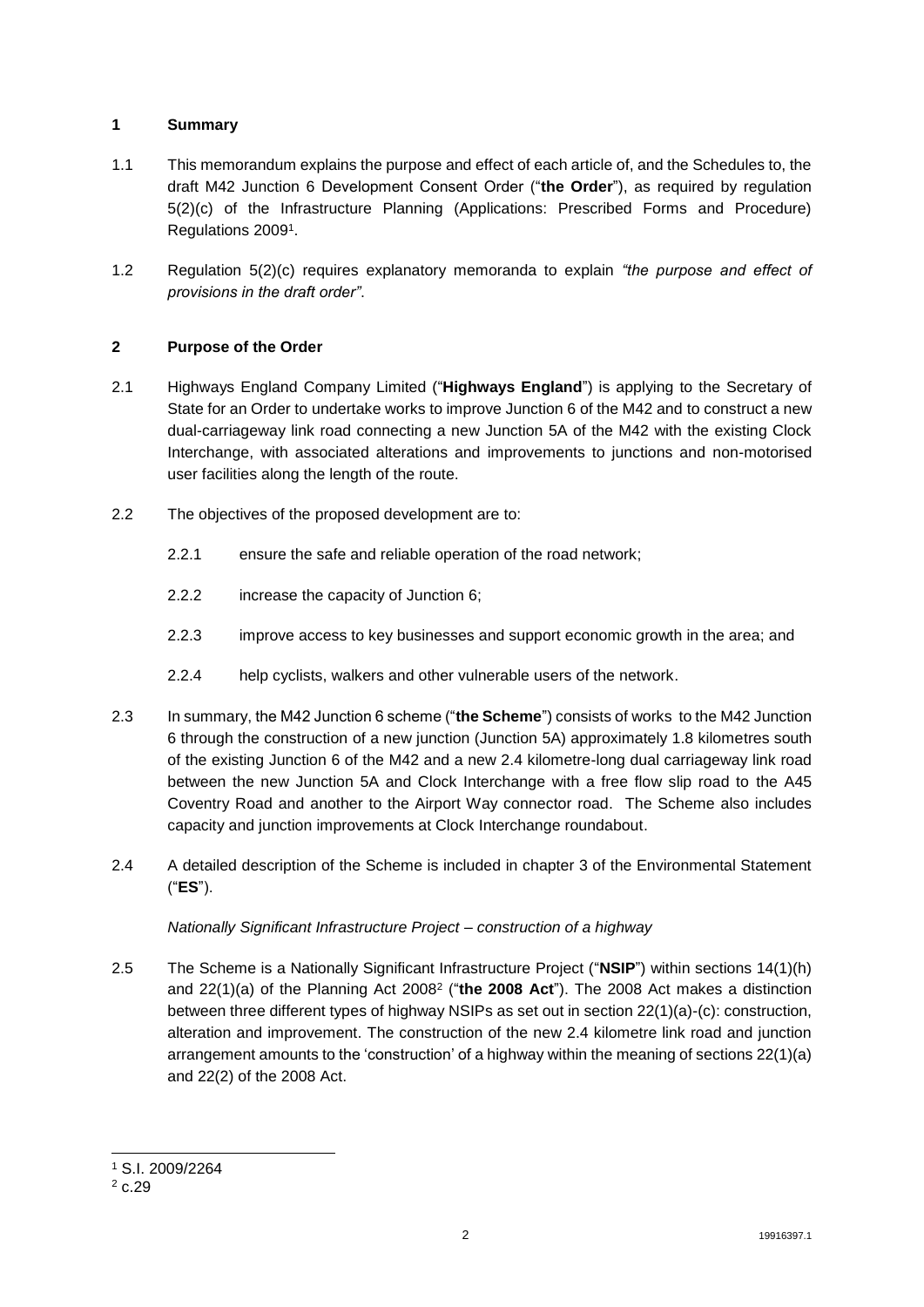## 1 Summary

1.1 This memorandum explains the purpose and effect of each article of, and the Schedules to, the draft M42 Junction 6 Development Consent Order ("**the Order**"), as required by regulation 5(2)(c) of the Infrastructure Planning (Applications: Prescribed Forms and Procedure) Regulations 2009[1].

1.2 Regulation 5(2)(c) requires explanatory memoranda to explain *"the purpose and effect of provisions in the draft order"*.

## 2 Purpose of the Order

2.1 Highways England Company Limited ("**Highways England**") is applying to the Secretary of State for an Order to undertake works to improve Junction 6 of the M42 and to construct a new dual-carriageway link road connecting a new Junction 5A of the M42 with the existing Clock Interchange, with associated alterations and improvements to junctions and non-motorised user facilities along the length of the route.

2.2 The objectives of the proposed development are to:

2.2.1 ensure the safe and reliable operation of the road network;

2.2.2 increase the capacity of Junction 6;

2.2.3 improve access to key businesses and support economic growth in the area; and

2.2.4 help cyclists, walkers and other vulnerable users of the network.

2.3 In summary, the M42 Junction 6 scheme ("**the Scheme**") consists of works to the M42 Junction 6 through the construction of a new junction (Junction 5A) approximately 1.8 kilometres south of the existing Junction 6 of the M42 and a new 2.4 kilometre-long dual carriageway link road between the new Junction 5A and Clock Interchange with a free flow slip road to the A45 Coventry Road and another to the Airport Way connector road. The Scheme also includes capacity and junction improvements at Clock Interchange roundabout.

2.4 A detailed description of the Scheme is included in chapter 3 of the Environmental Statement ("**ES**").

*Nationally Significant Infrastructure Project – construction of a highway*

2.5 The Scheme is a Nationally Significant Infrastructure Project ("**NSIP**") within sections 14(1)(h) and 22(1)(a) of the Planning Act 2008[2] ("**the 2008 Act**"). The 2008 Act makes a distinction between three different types of highway NSIPs as set out in section 22(1)(a)-(c): construction, alteration and improvement. The construction of the new 2.4 kilometre link road and junction arrangement amounts to the 'construction' of a highway within the meaning of sections 22(1)(a) and 22(2) of the 2008 Act.

---

[1] S.I. 2009/2264

[2] c.29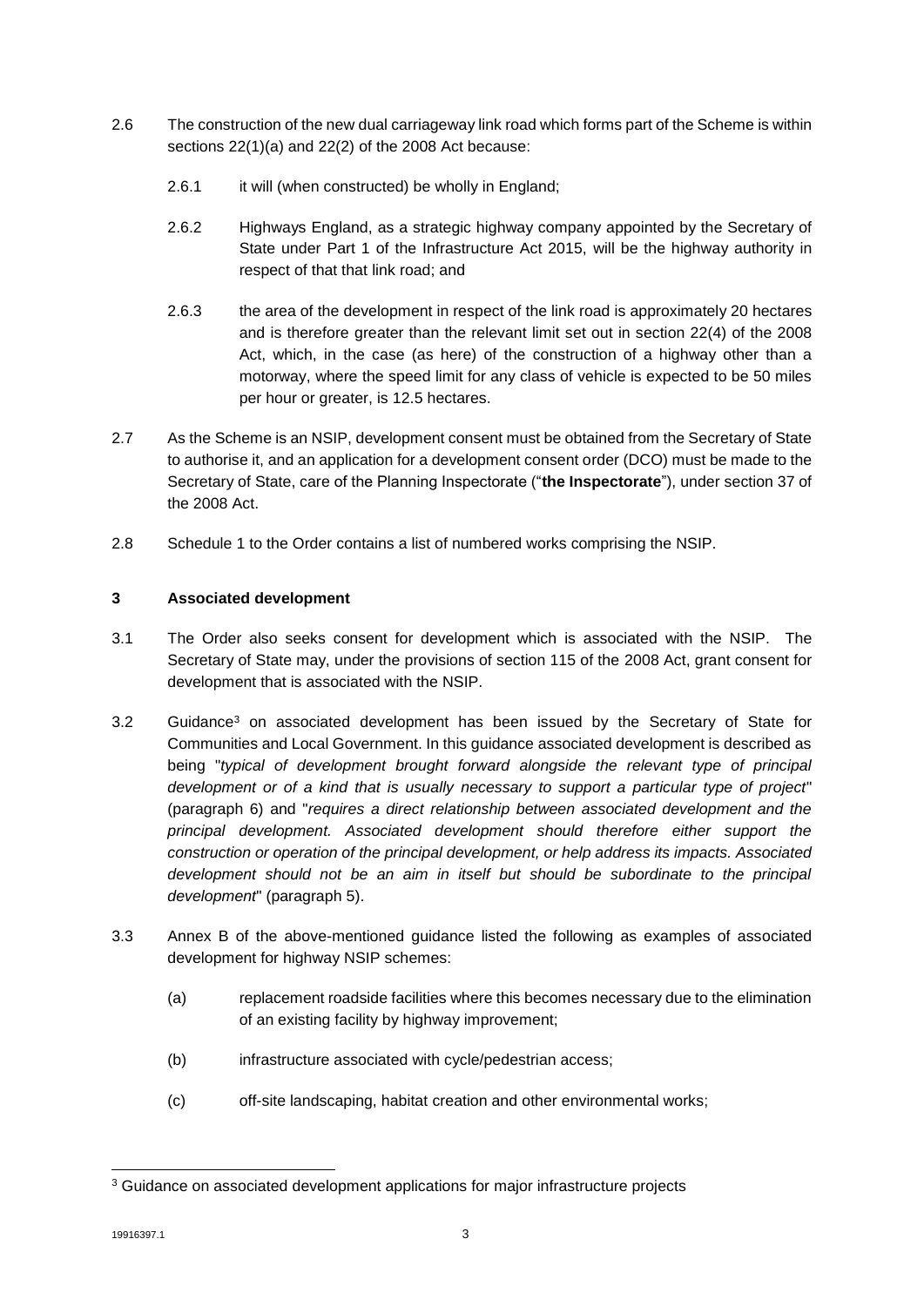2.6 The construction of the new dual carriageway link road which forms part of the Scheme is within sections 22(1)(a) and 22(2) of the 2008 Act because:

2.6.1 it will (when constructed) be wholly in England;

2.6.2 Highways England, as a strategic highway company appointed by the Secretary of State under Part 1 of the Infrastructure Act 2015, will be the highway authority in respect of that that link road; and

2.6.3 the area of the development in respect of the link road is approximately 20 hectares and is therefore greater than the relevant limit set out in section 22(4) of the 2008 Act, which, in the case (as here) of the construction of a highway other than a motorway, where the speed limit for any class of vehicle is expected to be 50 miles per hour or greater, is 12.5 hectares.

2.7 As the Scheme is an NSIP, development consent must be obtained from the Secretary of State to authorise it, and an application for a development consent order (DCO) must be made to the Secretary of State, care of the Planning Inspectorate ("**the Inspectorate**"), under section 37 of the 2008 Act.

2.8 Schedule 1 to the Order contains a list of numbered works comprising the NSIP.

## 3 Associated development

3.1 The Order also seeks consent for development which is associated with the NSIP. The Secretary of State may, under the provisions of section 115 of the 2008 Act, grant consent for development that is associated with the NSIP.

3.2 Guidance[3] on associated development has been issued by the Secretary of State for Communities and Local Government. In this guidance associated development is described as being "*typical of development brought forward alongside the relevant type of principal development or of a kind that is usually necessary to support a particular type of project*" (paragraph 6) and "*requires a direct relationship between associated development and the principal development. Associated development should therefore either support the construction or operation of the principal development, or help address its impacts. Associated development should not be an aim in itself but should be subordinate to the principal development*" (paragraph 5).

3.3 Annex B of the above-mentioned guidance listed the following as examples of associated development for highway NSIP schemes:

(a) replacement roadside facilities where this becomes necessary due to the elimination of an existing facility by highway improvement;

(b) infrastructure associated with cycle/pedestrian access;

(c) off-site landscaping, habitat creation and other environmental works;

[3] Guidance on associated development applications for major infrastructure projects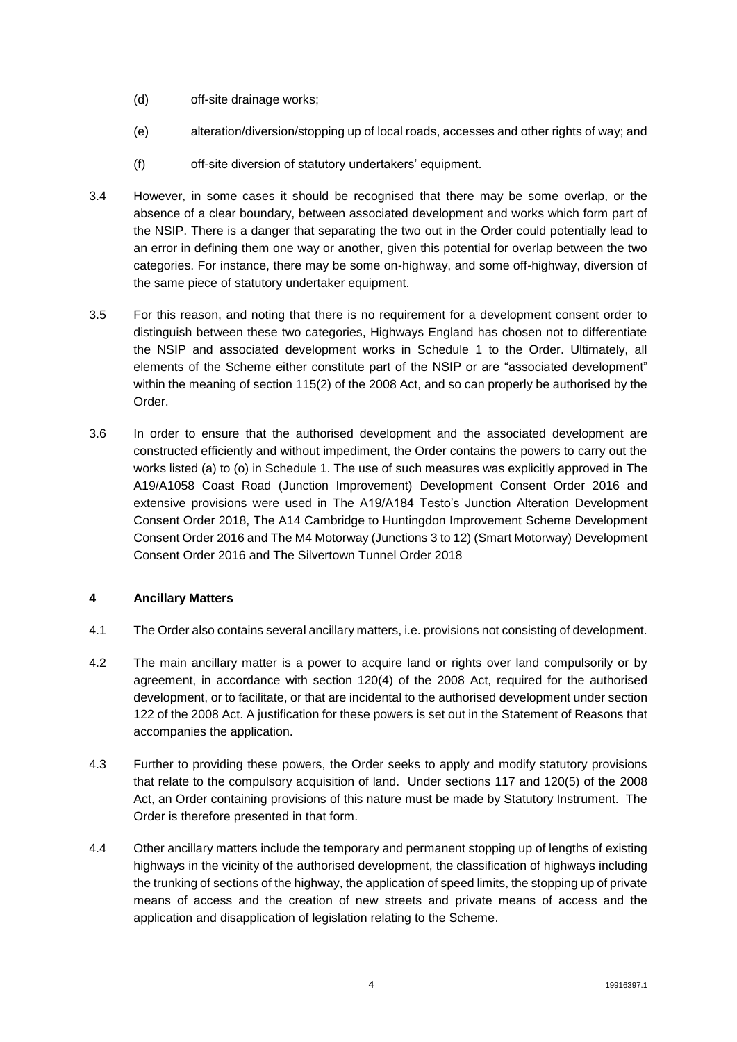(d) off-site drainage works;

(e) alteration/diversion/stopping up of local roads, accesses and other rights of way; and

(f) off-site diversion of statutory undertakers' equipment.

3.4 However, in some cases it should be recognised that there may be some overlap, or the absence of a clear boundary, between associated development and works which form part of the NSIP. There is a danger that separating the two out in the Order could potentially lead to an error in defining them one way or another, given this potential for overlap between the two categories. For instance, there may be some on-highway, and some off-highway, diversion of the same piece of statutory undertaker equipment.

3.5 For this reason, and noting that there is no requirement for a development consent order to distinguish between these two categories, Highways England has chosen not to differentiate the NSIP and associated development works in Schedule 1 to the Order. Ultimately, all elements of the Scheme either constitute part of the NSIP or are "associated development" within the meaning of section 115(2) of the 2008 Act, and so can properly be authorised by the Order.

3.6 In order to ensure that the authorised development and the associated development are constructed efficiently and without impediment, the Order contains the powers to carry out the works listed (a) to (o) in Schedule 1. The use of such measures was explicitly approved in The A19/A1058 Coast Road (Junction Improvement) Development Consent Order 2016 and extensive provisions were used in The A19/A184 Testo's Junction Alteration Development Consent Order 2018, The A14 Cambridge to Huntingdon Improvement Scheme Development Consent Order 2016 and The M4 Motorway (Junctions 3 to 12) (Smart Motorway) Development Consent Order 2016 and The Silvertown Tunnel Order 2018

## 4 Ancillary Matters

4.1 The Order also contains several ancillary matters, i.e. provisions not consisting of development.

4.2 The main ancillary matter is a power to acquire land or rights over land compulsorily or by agreement, in accordance with section 120(4) of the 2008 Act, required for the authorised development, or to facilitate, or that are incidental to the authorised development under section 122 of the 2008 Act. A justification for these powers is set out in the Statement of Reasons that accompanies the application.

4.3 Further to providing these powers, the Order seeks to apply and modify statutory provisions that relate to the compulsory acquisition of land. Under sections 117 and 120(5) of the 2008 Act, an Order containing provisions of this nature must be made by Statutory Instrument. The Order is therefore presented in that form.

4.4 Other ancillary matters include the temporary and permanent stopping up of lengths of existing highways in the vicinity of the authorised development, the classification of highways including the trunking of sections of the highway, the application of speed limits, the stopping up of private means of access and the creation of new streets and private means of access and the application and disapplication of legislation relating to the Scheme.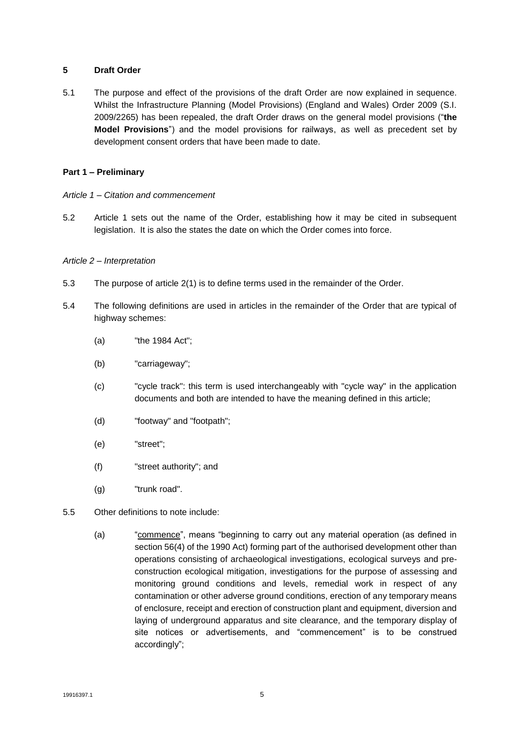## 5 Draft Order

5.1 The purpose and effect of the provisions of the draft Order are now explained in sequence. Whilst the Infrastructure Planning (Model Provisions) (England and Wales) Order 2009 (S.I. 2009/2265) has been repealed, the draft Order draws on the general model provisions ("**the Model Provisions**") and the model provisions for railways, as well as precedent set by development consent orders that have been made to date.

### Part 1 – Preliminary

*Article 1 – Citation and commencement*

5.2 Article 1 sets out the name of the Order, establishing how it may be cited in subsequent legislation. It is also the states the date on which the Order comes into force.

*Article 2 – Interpretation*

5.3 The purpose of article 2(1) is to define terms used in the remainder of the Order.

5.4 The following definitions are used in articles in the remainder of the Order that are typical of highway schemes:

(a) "the 1984 Act";

(b) "carriageway";

(c) "cycle track": this term is used interchangeably with "cycle way" in the application documents and both are intended to have the meaning defined in this article;

(d) "footway" and "footpath";

(e) "street";

(f) "street authority"; and

(g) "trunk road".

5.5 Other definitions to note include:

(a) "commence", means "beginning to carry out any material operation (as defined in section 56(4) of the 1990 Act) forming part of the authorised development other than operations consisting of archaeological investigations, ecological surveys and pre-construction ecological mitigation, investigations for the purpose of assessing and monitoring ground conditions and levels, remedial work in respect of any contamination or other adverse ground conditions, erection of any temporary means of enclosure, receipt and erection of construction plant and equipment, diversion and laying of underground apparatus and site clearance, and the temporary display of site notices or advertisements, and "commencement" is to be construed accordingly";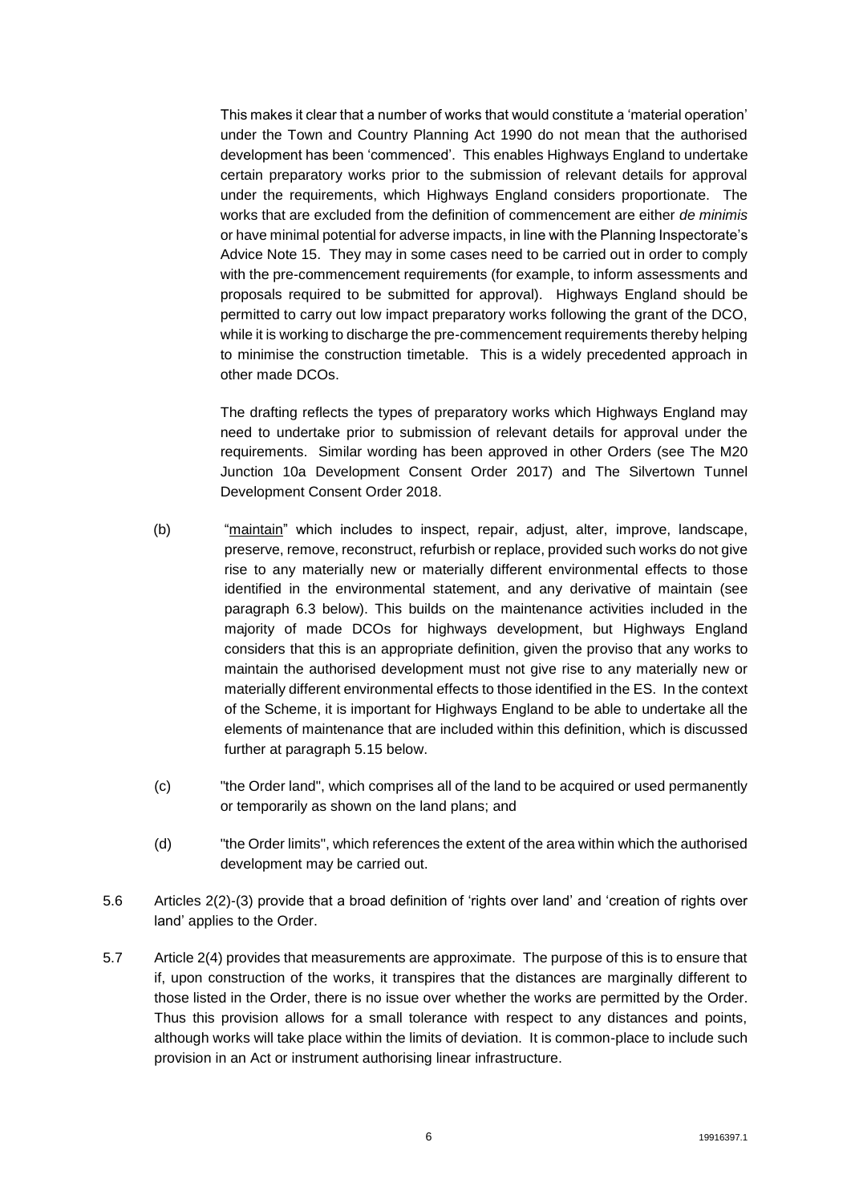This makes it clear that a number of works that would constitute a 'material operation' under the Town and Country Planning Act 1990 do not mean that the authorised development has been 'commenced'. This enables Highways England to undertake certain preparatory works prior to the submission of relevant details for approval under the requirements, which Highways England considers proportionate. The works that are excluded from the definition of commencement are either *de minimis* or have minimal potential for adverse impacts, in line with the Planning Inspectorate's Advice Note 15. They may in some cases need to be carried out in order to comply with the pre-commencement requirements (for example, to inform assessments and proposals required to be submitted for approval). Highways England should be permitted to carry out low impact preparatory works following the grant of the DCO, while it is working to discharge the pre-commencement requirements thereby helping to minimise the construction timetable. This is a widely precedented approach in other made DCOs.

The drafting reflects the types of preparatory works which Highways England may need to undertake prior to submission of relevant details for approval under the requirements. Similar wording has been approved in other Orders (see The M20 Junction 10a Development Consent Order 2017) and The Silvertown Tunnel Development Consent Order 2018.

(b) "maintain" which includes to inspect, repair, adjust, alter, improve, landscape, preserve, remove, reconstruct, refurbish or replace, provided such works do not give rise to any materially new or materially different environmental effects to those identified in the environmental statement, and any derivative of maintain (see paragraph 6.3 below). This builds on the maintenance activities included in the majority of made DCOs for highways development, but Highways England considers that this is an appropriate definition, given the proviso that any works to maintain the authorised development must not give rise to any materially new or materially different environmental effects to those identified in the ES. In the context of the Scheme, it is important for Highways England to be able to undertake all the elements of maintenance that are included within this definition, which is discussed further at paragraph 5.15 below.

(c) "the Order land", which comprises all of the land to be acquired or used permanently or temporarily as shown on the land plans; and

(d) "the Order limits", which references the extent of the area within which the authorised development may be carried out.

5.6 Articles 2(2)-(3) provide that a broad definition of 'rights over land' and 'creation of rights over land' applies to the Order.

5.7 Article 2(4) provides that measurements are approximate. The purpose of this is to ensure that if, upon construction of the works, it transpires that the distances are marginally different to those listed in the Order, there is no issue over whether the works are permitted by the Order. Thus this provision allows for a small tolerance with respect to any distances and points, although works will take place within the limits of deviation. It is common-place to include such provision in an Act or instrument authorising linear infrastructure.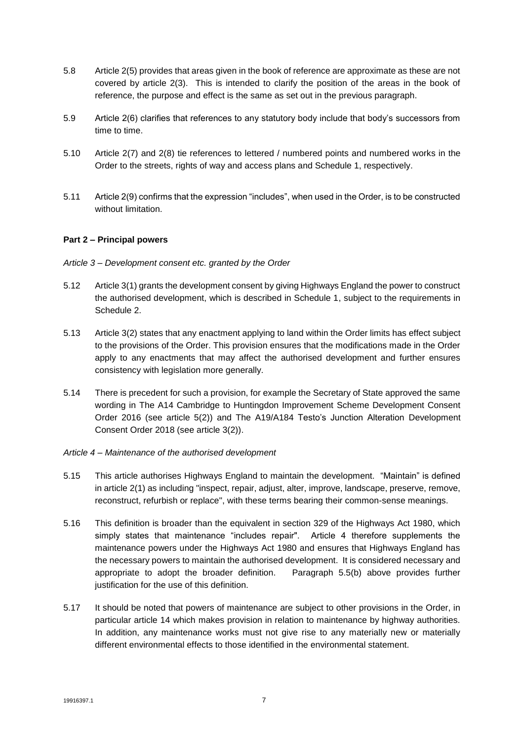5.8 Article 2(5) provides that areas given in the book of reference are approximate as these are not covered by article 2(3). This is intended to clarify the position of the areas in the book of reference, the purpose and effect is the same as set out in the previous paragraph.

5.9 Article 2(6) clarifies that references to any statutory body include that body's successors from time to time.

5.10 Article 2(7) and 2(8) tie references to lettered / numbered points and numbered works in the Order to the streets, rights of way and access plans and Schedule 1, respectively.

5.11 Article 2(9) confirms that the expression "includes", when used in the Order, is to be constructed without limitation.

**Part 2 – Principal powers**

*Article 3 – Development consent etc. granted by the Order*

5.12 Article 3(1) grants the development consent by giving Highways England the power to construct the authorised development, which is described in Schedule 1, subject to the requirements in Schedule 2.

5.13 Article 3(2) states that any enactment applying to land within the Order limits has effect subject to the provisions of the Order. This provision ensures that the modifications made in the Order apply to any enactments that may affect the authorised development and further ensures consistency with legislation more generally.

5.14 There is precedent for such a provision, for example the Secretary of State approved the same wording in The A14 Cambridge to Huntingdon Improvement Scheme Development Consent Order 2016 (see article 5(2)) and The A19/A184 Testo's Junction Alteration Development Consent Order 2018 (see article 3(2)).

*Article 4 – Maintenance of the authorised development*

5.15 This article authorises Highways England to maintain the development. "Maintain" is defined in article 2(1) as including "inspect, repair, adjust, alter, improve, landscape, preserve, remove, reconstruct, refurbish or replace", with these terms bearing their common-sense meanings.

5.16 This definition is broader than the equivalent in section 329 of the Highways Act 1980, which simply states that maintenance "includes repair". Article 4 therefore supplements the maintenance powers under the Highways Act 1980 and ensures that Highways England has the necessary powers to maintain the authorised development. It is considered necessary and appropriate to adopt the broader definition. Paragraph 5.5(b) above provides further justification for the use of this definition.

5.17 It should be noted that powers of maintenance are subject to other provisions in the Order, in particular article 14 which makes provision in relation to maintenance by highway authorities. In addition, any maintenance works must not give rise to any materially new or materially different environmental effects to those identified in the environmental statement.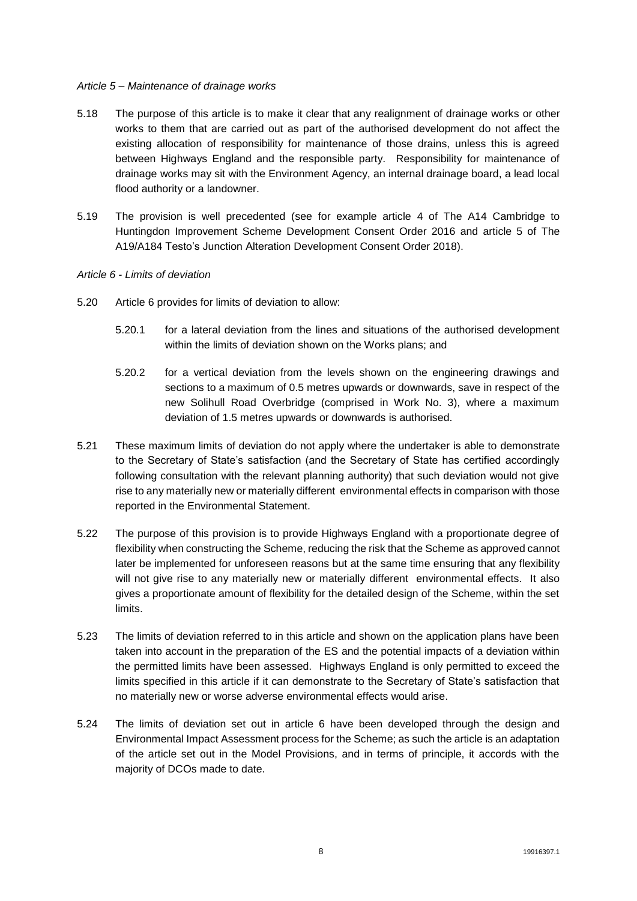*Article 5 – Maintenance of drainage works*

5.18 The purpose of this article is to make it clear that any realignment of drainage works or other works to them that are carried out as part of the authorised development do not affect the existing allocation of responsibility for maintenance of those drains, unless this is agreed between Highways England and the responsible party. Responsibility for maintenance of drainage works may sit with the Environment Agency, an internal drainage board, a lead local flood authority or a landowner.

5.19 The provision is well precedented (see for example article 4 of The A14 Cambridge to Huntingdon Improvement Scheme Development Consent Order 2016 and article 5 of The A19/A184 Testo's Junction Alteration Development Consent Order 2018).

*Article 6 - Limits of deviation*

5.20 Article 6 provides for limits of deviation to allow:

5.20.1 for a lateral deviation from the lines and situations of the authorised development within the limits of deviation shown on the Works plans; and

5.20.2 for a vertical deviation from the levels shown on the engineering drawings and sections to a maximum of 0.5 metres upwards or downwards, save in respect of the new Solihull Road Overbridge (comprised in Work No. 3), where a maximum deviation of 1.5 metres upwards or downwards is authorised.

5.21 These maximum limits of deviation do not apply where the undertaker is able to demonstrate to the Secretary of State's satisfaction (and the Secretary of State has certified accordingly following consultation with the relevant planning authority) that such deviation would not give rise to any materially new or materially different environmental effects in comparison with those reported in the Environmental Statement.

5.22 The purpose of this provision is to provide Highways England with a proportionate degree of flexibility when constructing the Scheme, reducing the risk that the Scheme as approved cannot later be implemented for unforeseen reasons but at the same time ensuring that any flexibility will not give rise to any materially new or materially different environmental effects. It also gives a proportionate amount of flexibility for the detailed design of the Scheme, within the set limits.

5.23 The limits of deviation referred to in this article and shown on the application plans have been taken into account in the preparation of the ES and the potential impacts of a deviation within the permitted limits have been assessed. Highways England is only permitted to exceed the limits specified in this article if it can demonstrate to the Secretary of State's satisfaction that no materially new or worse adverse environmental effects would arise.

5.24 The limits of deviation set out in article 6 have been developed through the design and Environmental Impact Assessment process for the Scheme; as such the article is an adaptation of the article set out in the Model Provisions, and in terms of principle, it accords with the majority of DCOs made to date.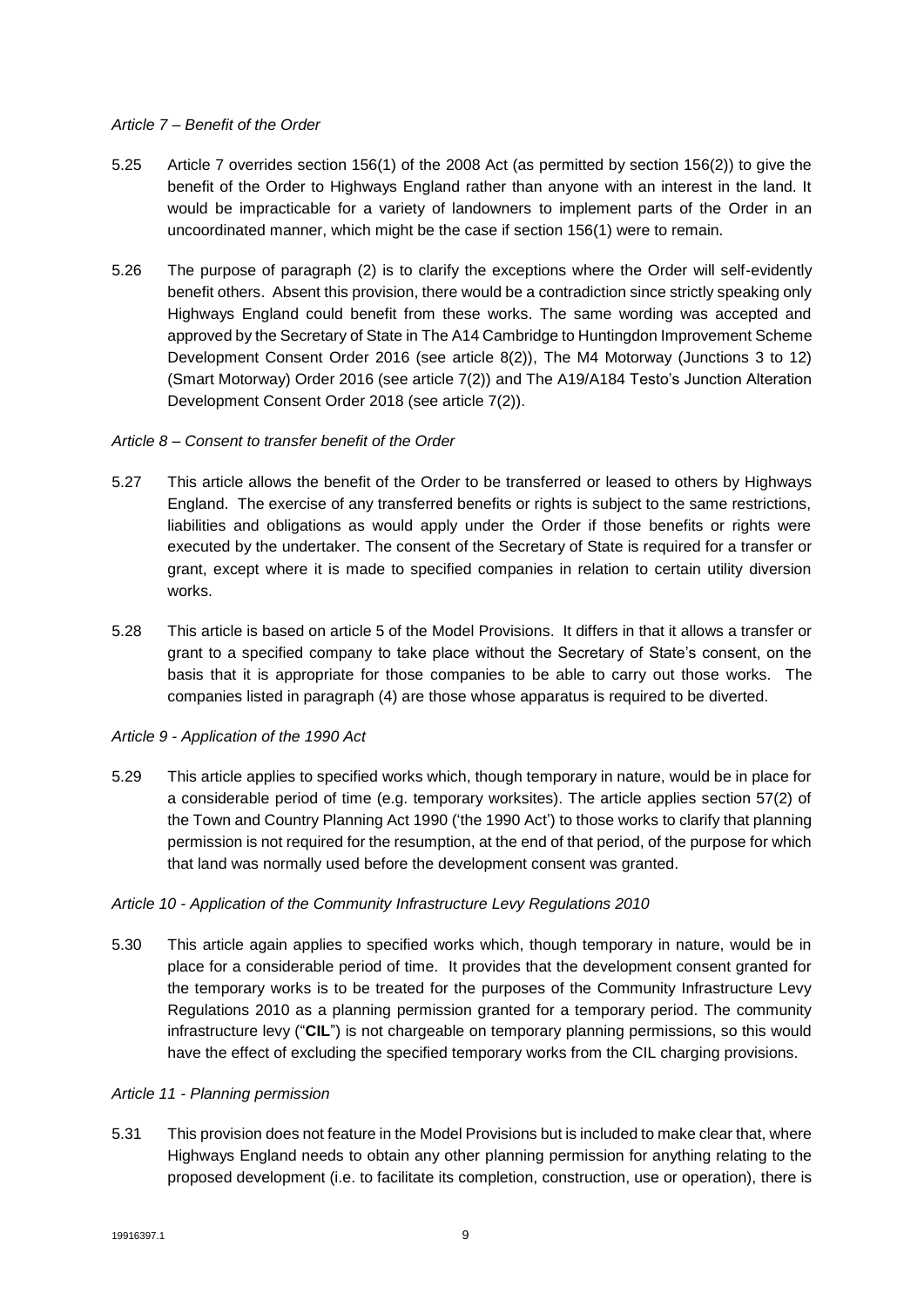*Article 7 – Benefit of the Order*

5.25 Article 7 overrides section 156(1) of the 2008 Act (as permitted by section 156(2)) to give the benefit of the Order to Highways England rather than anyone with an interest in the land. It would be impracticable for a variety of landowners to implement parts of the Order in an uncoordinated manner, which might be the case if section 156(1) were to remain.

5.26 The purpose of paragraph (2) is to clarify the exceptions where the Order will self-evidently benefit others. Absent this provision, there would be a contradiction since strictly speaking only Highways England could benefit from these works. The same wording was accepted and approved by the Secretary of State in The A14 Cambridge to Huntingdon Improvement Scheme Development Consent Order 2016 (see article 8(2)), The M4 Motorway (Junctions 3 to 12) (Smart Motorway) Order 2016 (see article 7(2)) and The A19/A184 Testo's Junction Alteration Development Consent Order 2018 (see article 7(2)).

*Article 8 – Consent to transfer benefit of the Order*

5.27 This article allows the benefit of the Order to be transferred or leased to others by Highways England. The exercise of any transferred benefits or rights is subject to the same restrictions, liabilities and obligations as would apply under the Order if those benefits or rights were executed by the undertaker. The consent of the Secretary of State is required for a transfer or grant, except where it is made to specified companies in relation to certain utility diversion works.

5.28 This article is based on article 5 of the Model Provisions. It differs in that it allows a transfer or grant to a specified company to take place without the Secretary of State's consent, on the basis that it is appropriate for those companies to be able to carry out those works. The companies listed in paragraph (4) are those whose apparatus is required to be diverted.

*Article 9 - Application of the 1990 Act*

5.29 This article applies to specified works which, though temporary in nature, would be in place for a considerable period of time (e.g. temporary worksites). The article applies section 57(2) of the Town and Country Planning Act 1990 ('the 1990 Act') to those works to clarify that planning permission is not required for the resumption, at the end of that period, of the purpose for which that land was normally used before the development consent was granted.

*Article 10 - Application of the Community Infrastructure Levy Regulations 2010*

5.30 This article again applies to specified works which, though temporary in nature, would be in place for a considerable period of time. It provides that the development consent granted for the temporary works is to be treated for the purposes of the Community Infrastructure Levy Regulations 2010 as a planning permission granted for a temporary period. The community infrastructure levy ("**CIL**") is not chargeable on temporary planning permissions, so this would have the effect of excluding the specified temporary works from the CIL charging provisions.

*Article 11 - Planning permission*

5.31 This provision does not feature in the Model Provisions but is included to make clear that, where Highways England needs to obtain any other planning permission for anything relating to the proposed development (i.e. to facilitate its completion, construction, use or operation), there is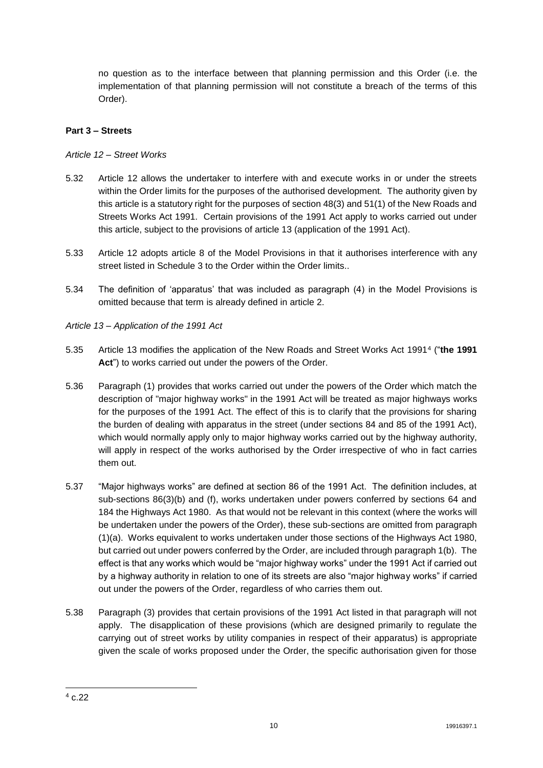no question as to the interface between that planning permission and this Order (i.e. the implementation of that planning permission will not constitute a breach of the terms of this Order).

**Part 3 – Streets**

*Article 12 – Street Works*

5.32 Article 12 allows the undertaker to interfere with and execute works in or under the streets within the Order limits for the purposes of the authorised development. The authority given by this article is a statutory right for the purposes of section 48(3) and 51(1) of the New Roads and Streets Works Act 1991. Certain provisions of the 1991 Act apply to works carried out under this article, subject to the provisions of article 13 (application of the 1991 Act).

5.33 Article 12 adopts article 8 of the Model Provisions in that it authorises interference with any street listed in Schedule 3 to the Order within the Order limits..

5.34 The definition of 'apparatus' that was included as paragraph (4) in the Model Provisions is omitted because that term is already defined in article 2.

*Article 13 – Application of the 1991 Act*

5.35 Article 13 modifies the application of the New Roads and Street Works Act 1991[4] ("**the 1991 Act**") to works carried out under the powers of the Order.

5.36 Paragraph (1) provides that works carried out under the powers of the Order which match the description of "major highway works" in the 1991 Act will be treated as major highways works for the purposes of the 1991 Act. The effect of this is to clarify that the provisions for sharing the burden of dealing with apparatus in the street (under sections 84 and 85 of the 1991 Act), which would normally apply only to major highway works carried out by the highway authority, will apply in respect of the works authorised by the Order irrespective of who in fact carries them out.

5.37 "Major highways works" are defined at section 86 of the 1991 Act. The definition includes, at sub-sections 86(3)(b) and (f), works undertaken under powers conferred by sections 64 and 184 the Highways Act 1980. As that would not be relevant in this context (where the works will be undertaken under the powers of the Order), these sub-sections are omitted from paragraph (1)(a). Works equivalent to works undertaken under those sections of the Highways Act 1980, but carried out under powers conferred by the Order, are included through paragraph 1(b). The effect is that any works which would be "major highway works" under the 1991 Act if carried out by a highway authority in relation to one of its streets are also "major highway works" if carried out under the powers of the Order, regardless of who carries them out.

5.38 Paragraph (3) provides that certain provisions of the 1991 Act listed in that paragraph will not apply. The disapplication of these provisions (which are designed primarily to regulate the carrying out of street works by utility companies in respect of their apparatus) is appropriate given the scale of works proposed under the Order, the specific authorisation given for those

[4] c.22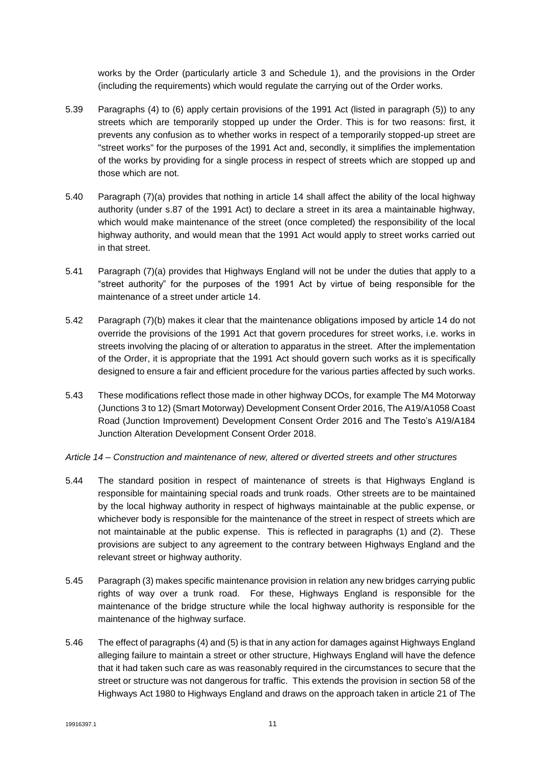works by the Order (particularly article 3 and Schedule 1), and the provisions in the Order (including the requirements) which would regulate the carrying out of the Order works.

5.39 Paragraphs (4) to (6) apply certain provisions of the 1991 Act (listed in paragraph (5)) to any streets which are temporarily stopped up under the Order. This is for two reasons: first, it prevents any confusion as to whether works in respect of a temporarily stopped-up street are "street works" for the purposes of the 1991 Act and, secondly, it simplifies the implementation of the works by providing for a single process in respect of streets which are stopped up and those which are not.

5.40 Paragraph (7)(a) provides that nothing in article 14 shall affect the ability of the local highway authority (under s.87 of the 1991 Act) to declare a street in its area a maintainable highway, which would make maintenance of the street (once completed) the responsibility of the local highway authority, and would mean that the 1991 Act would apply to street works carried out in that street.

5.41 Paragraph (7)(a) provides that Highways England will not be under the duties that apply to a "street authority" for the purposes of the 1991 Act by virtue of being responsible for the maintenance of a street under article 14.

5.42 Paragraph (7)(b) makes it clear that the maintenance obligations imposed by article 14 do not override the provisions of the 1991 Act that govern procedures for street works, i.e. works in streets involving the placing of or alteration to apparatus in the street. After the implementation of the Order, it is appropriate that the 1991 Act should govern such works as it is specifically designed to ensure a fair and efficient procedure for the various parties affected by such works.

5.43 These modifications reflect those made in other highway DCOs, for example The M4 Motorway (Junctions 3 to 12) (Smart Motorway) Development Consent Order 2016, The A19/A1058 Coast Road (Junction Improvement) Development Consent Order 2016 and The Testo's A19/A184 Junction Alteration Development Consent Order 2018.

*Article 14 – Construction and maintenance of new, altered or diverted streets and other structures*

5.44 The standard position in respect of maintenance of streets is that Highways England is responsible for maintaining special roads and trunk roads. Other streets are to be maintained by the local highway authority in respect of highways maintainable at the public expense, or whichever body is responsible for the maintenance of the street in respect of streets which are not maintainable at the public expense. This is reflected in paragraphs (1) and (2). These provisions are subject to any agreement to the contrary between Highways England and the relevant street or highway authority.

5.45 Paragraph (3) makes specific maintenance provision in relation any new bridges carrying public rights of way over a trunk road. For these, Highways England is responsible for the maintenance of the bridge structure while the local highway authority is responsible for the maintenance of the highway surface.

5.46 The effect of paragraphs (4) and (5) is that in any action for damages against Highways England alleging failure to maintain a street or other structure, Highways England will have the defence that it had taken such care as was reasonably required in the circumstances to secure that the street or structure was not dangerous for traffic. This extends the provision in section 58 of the Highways Act 1980 to Highways England and draws on the approach taken in article 21 of The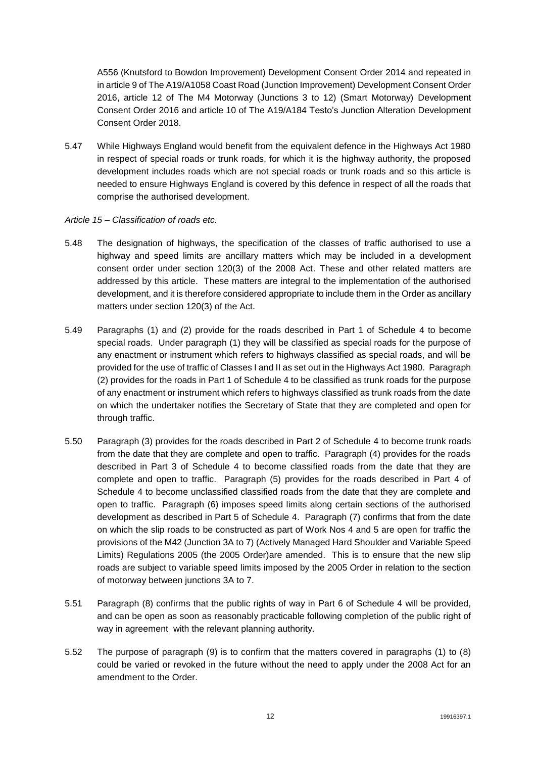A556 (Knutsford to Bowdon Improvement) Development Consent Order 2014 and repeated in in article 9 of The A19/A1058 Coast Road (Junction Improvement) Development Consent Order 2016, article 12 of The M4 Motorway (Junctions 3 to 12) (Smart Motorway) Development Consent Order 2016 and article 10 of The A19/A184 Testo's Junction Alteration Development Consent Order 2018.

5.47 While Highways England would benefit from the equivalent defence in the Highways Act 1980 in respect of special roads or trunk roads, for which it is the highway authority, the proposed development includes roads which are not special roads or trunk roads and so this article is needed to ensure Highways England is covered by this defence in respect of all the roads that comprise the authorised development.

*Article 15 – Classification of roads etc.*

5.48 The designation of highways, the specification of the classes of traffic authorised to use a highway and speed limits are ancillary matters which may be included in a development consent order under section 120(3) of the 2008 Act. These and other related matters are addressed by this article. These matters are integral to the implementation of the authorised development, and it is therefore considered appropriate to include them in the Order as ancillary matters under section 120(3) of the Act.

5.49 Paragraphs (1) and (2) provide for the roads described in Part 1 of Schedule 4 to become special roads. Under paragraph (1) they will be classified as special roads for the purpose of any enactment or instrument which refers to highways classified as special roads, and will be provided for the use of traffic of Classes I and II as set out in the Highways Act 1980. Paragraph (2) provides for the roads in Part 1 of Schedule 4 to be classified as trunk roads for the purpose of any enactment or instrument which refers to highways classified as trunk roads from the date on which the undertaker notifies the Secretary of State that they are completed and open for through traffic.

5.50 Paragraph (3) provides for the roads described in Part 2 of Schedule 4 to become trunk roads from the date that they are complete and open to traffic. Paragraph (4) provides for the roads described in Part 3 of Schedule 4 to become classified roads from the date that they are complete and open to traffic. Paragraph (5) provides for the roads described in Part 4 of Schedule 4 to become unclassified classified roads from the date that they are complete and open to traffic. Paragraph (6) imposes speed limits along certain sections of the authorised development as described in Part 5 of Schedule 4. Paragraph (7) confirms that from the date on which the slip roads to be constructed as part of Work Nos 4 and 5 are open for traffic the provisions of the M42 (Junction 3A to 7) (Actively Managed Hard Shoulder and Variable Speed Limits) Regulations 2005 (the 2005 Order)are amended. This is to ensure that the new slip roads are subject to variable speed limits imposed by the 2005 Order in relation to the section of motorway between junctions 3A to 7.

5.51 Paragraph (8) confirms that the public rights of way in Part 6 of Schedule 4 will be provided, and can be open as soon as reasonably practicable following completion of the public right of way in agreement with the relevant planning authority.

5.52 The purpose of paragraph (9) is to confirm that the matters covered in paragraphs (1) to (8) could be varied or revoked in the future without the need to apply under the 2008 Act for an amendment to the Order.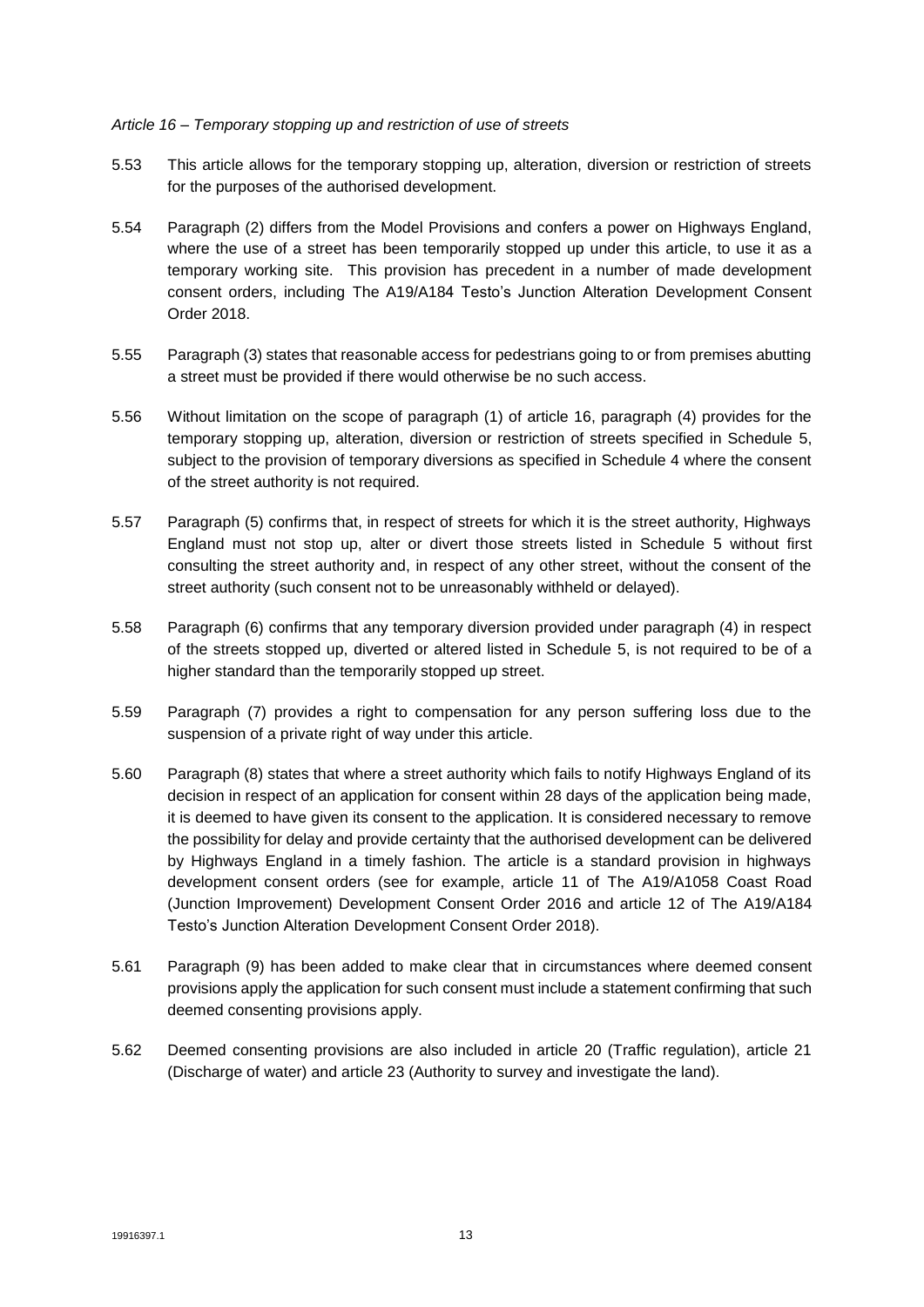*Article 16 – Temporary stopping up and restriction of use of streets*

5.53 This article allows for the temporary stopping up, alteration, diversion or restriction of streets for the purposes of the authorised development.

5.54 Paragraph (2) differs from the Model Provisions and confers a power on Highways England, where the use of a street has been temporarily stopped up under this article, to use it as a temporary working site. This provision has precedent in a number of made development consent orders, including The A19/A184 Testo's Junction Alteration Development Consent Order 2018.

5.55 Paragraph (3) states that reasonable access for pedestrians going to or from premises abutting a street must be provided if there would otherwise be no such access.

5.56 Without limitation on the scope of paragraph (1) of article 16, paragraph (4) provides for the temporary stopping up, alteration, diversion or restriction of streets specified in Schedule 5, subject to the provision of temporary diversions as specified in Schedule 4 where the consent of the street authority is not required.

5.57 Paragraph (5) confirms that, in respect of streets for which it is the street authority, Highways England must not stop up, alter or divert those streets listed in Schedule 5 without first consulting the street authority and, in respect of any other street, without the consent of the street authority (such consent not to be unreasonably withheld or delayed).

5.58 Paragraph (6) confirms that any temporary diversion provided under paragraph (4) in respect of the streets stopped up, diverted or altered listed in Schedule 5, is not required to be of a higher standard than the temporarily stopped up street.

5.59 Paragraph (7) provides a right to compensation for any person suffering loss due to the suspension of a private right of way under this article.

5.60 Paragraph (8) states that where a street authority which fails to notify Highways England of its decision in respect of an application for consent within 28 days of the application being made, it is deemed to have given its consent to the application. It is considered necessary to remove the possibility for delay and provide certainty that the authorised development can be delivered by Highways England in a timely fashion. The article is a standard provision in highways development consent orders (see for example, article 11 of The A19/A1058 Coast Road (Junction Improvement) Development Consent Order 2016 and article 12 of The A19/A184 Testo's Junction Alteration Development Consent Order 2018).

5.61 Paragraph (9) has been added to make clear that in circumstances where deemed consent provisions apply the application for such consent must include a statement confirming that such deemed consenting provisions apply.

5.62 Deemed consenting provisions are also included in article 20 (Traffic regulation), article 21 (Discharge of water) and article 23 (Authority to survey and investigate the land).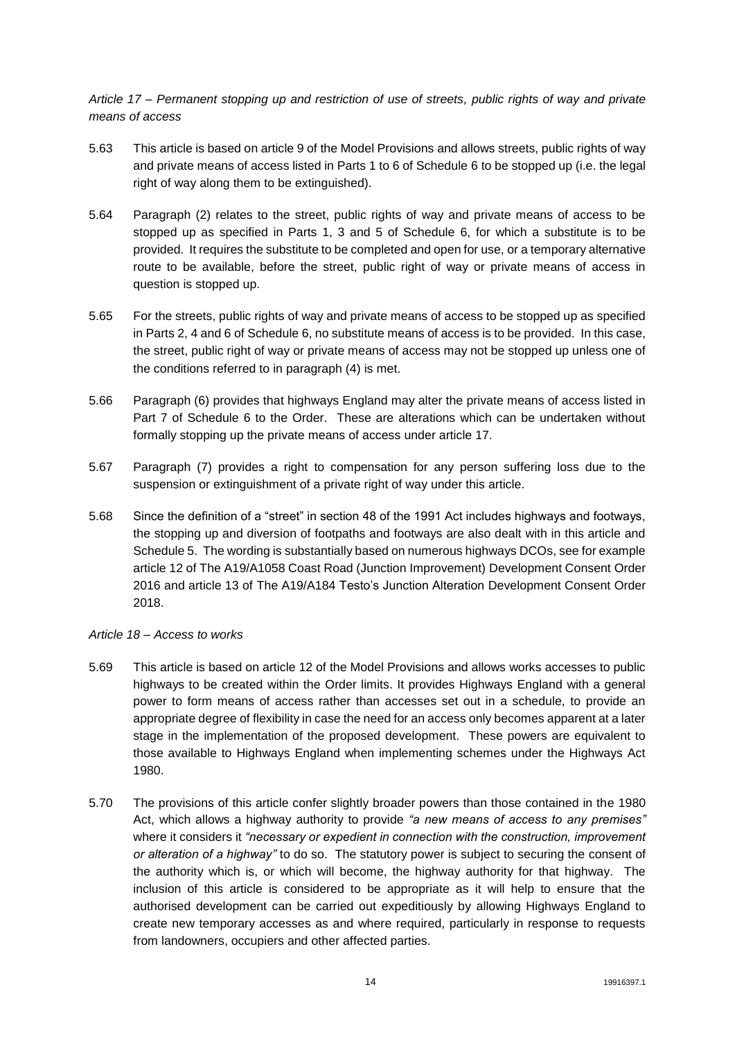*Article 17 – Permanent stopping up and restriction of use of streets, public rights of way and private means of access*

5.63 This article is based on article 9 of the Model Provisions and allows streets, public rights of way and private means of access listed in Parts 1 to 6 of Schedule 6 to be stopped up (i.e. the legal right of way along them to be extinguished).

5.64 Paragraph (2) relates to the street, public rights of way and private means of access to be stopped up as specified in Parts 1, 3 and 5 of Schedule 6, for which a substitute is to be provided. It requires the substitute to be completed and open for use, or a temporary alternative route to be available, before the street, public right of way or private means of access in question is stopped up.

5.65 For the streets, public rights of way and private means of access to be stopped up as specified in Parts 2, 4 and 6 of Schedule 6, no substitute means of access is to be provided. In this case, the street, public right of way or private means of access may not be stopped up unless one of the conditions referred to in paragraph (4) is met.

5.66 Paragraph (6) provides that highways England may alter the private means of access listed in Part 7 of Schedule 6 to the Order. These are alterations which can be undertaken without formally stopping up the private means of access under article 17.

5.67 Paragraph (7) provides a right to compensation for any person suffering loss due to the suspension or extinguishment of a private right of way under this article.

5.68 Since the definition of a "street" in section 48 of the 1991 Act includes highways and footways, the stopping up and diversion of footpaths and footways are also dealt with in this article and Schedule 5. The wording is substantially based on numerous highways DCOs, see for example article 12 of The A19/A1058 Coast Road (Junction Improvement) Development Consent Order 2016 and article 13 of The A19/A184 Testo's Junction Alteration Development Consent Order 2018.

*Article 18 – Access to works*

5.69 This article is based on article 12 of the Model Provisions and allows works accesses to public highways to be created within the Order limits. It provides Highways England with a general power to form means of access rather than accesses set out in a schedule, to provide an appropriate degree of flexibility in case the need for an access only becomes apparent at a later stage in the implementation of the proposed development. These powers are equivalent to those available to Highways England when implementing schemes under the Highways Act 1980.

5.70 The provisions of this article confer slightly broader powers than those contained in the 1980 Act, which allows a highway authority to provide *"a new means of access to any premises"* where it considers it *"necessary or expedient in connection with the construction, improvement or alteration of a highway"* to do so. The statutory power is subject to securing the consent of the authority which is, or which will become, the highway authority for that highway. The inclusion of this article is considered to be appropriate as it will help to ensure that the authorised development can be carried out expeditiously by allowing Highways England to create new temporary accesses as and where required, particularly in response to requests from landowners, occupiers and other affected parties.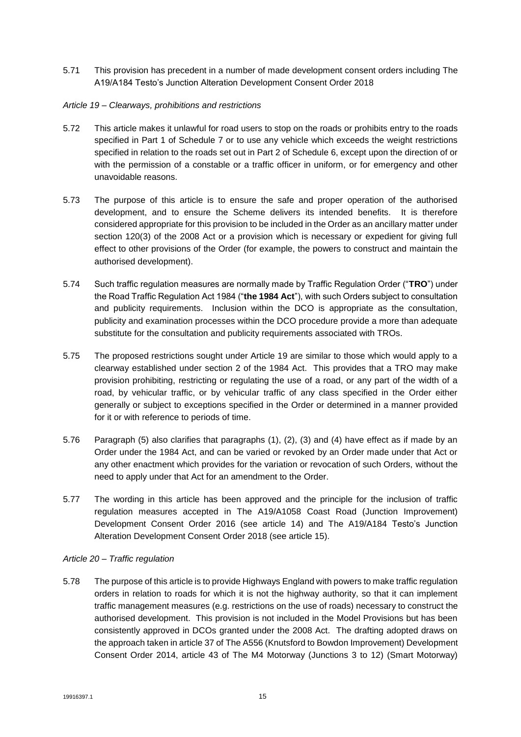5.71 This provision has precedent in a number of made development consent orders including The A19/A184 Testo's Junction Alteration Development Consent Order 2018

*Article 19 – Clearways, prohibitions and restrictions*

5.72 This article makes it unlawful for road users to stop on the roads or prohibits entry to the roads specified in Part 1 of Schedule 7 or to use any vehicle which exceeds the weight restrictions specified in relation to the roads set out in Part 2 of Schedule 6, except upon the direction of or with the permission of a constable or a traffic officer in uniform, or for emergency and other unavoidable reasons.

5.73 The purpose of this article is to ensure the safe and proper operation of the authorised development, and to ensure the Scheme delivers its intended benefits. It is therefore considered appropriate for this provision to be included in the Order as an ancillary matter under section 120(3) of the 2008 Act or a provision which is necessary or expedient for giving full effect to other provisions of the Order (for example, the powers to construct and maintain the authorised development).

5.74 Such traffic regulation measures are normally made by Traffic Regulation Order ("**TRO**") under the Road Traffic Regulation Act 1984 ("**the 1984 Act**"), with such Orders subject to consultation and publicity requirements. Inclusion within the DCO is appropriate as the consultation, publicity and examination processes within the DCO procedure provide a more than adequate substitute for the consultation and publicity requirements associated with TROs.

5.75 The proposed restrictions sought under Article 19 are similar to those which would apply to a clearway established under section 2 of the 1984 Act. This provides that a TRO may make provision prohibiting, restricting or regulating the use of a road, or any part of the width of a road, by vehicular traffic, or by vehicular traffic of any class specified in the Order either generally or subject to exceptions specified in the Order or determined in a manner provided for it or with reference to periods of time.

5.76 Paragraph (5) also clarifies that paragraphs (1), (2), (3) and (4) have effect as if made by an Order under the 1984 Act, and can be varied or revoked by an Order made under that Act or any other enactment which provides for the variation or revocation of such Orders, without the need to apply under that Act for an amendment to the Order.

5.77 The wording in this article has been approved and the principle for the inclusion of traffic regulation measures accepted in The A19/A1058 Coast Road (Junction Improvement) Development Consent Order 2016 (see article 14) and The A19/A184 Testo's Junction Alteration Development Consent Order 2018 (see article 15).

*Article 20 – Traffic regulation*

5.78 The purpose of this article is to provide Highways England with powers to make traffic regulation orders in relation to roads for which it is not the highway authority, so that it can implement traffic management measures (e.g. restrictions on the use of roads) necessary to construct the authorised development. This provision is not included in the Model Provisions but has been consistently approved in DCOs granted under the 2008 Act. The drafting adopted draws on the approach taken in article 37 of The A556 (Knutsford to Bowdon Improvement) Development Consent Order 2014, article 43 of The M4 Motorway (Junctions 3 to 12) (Smart Motorway)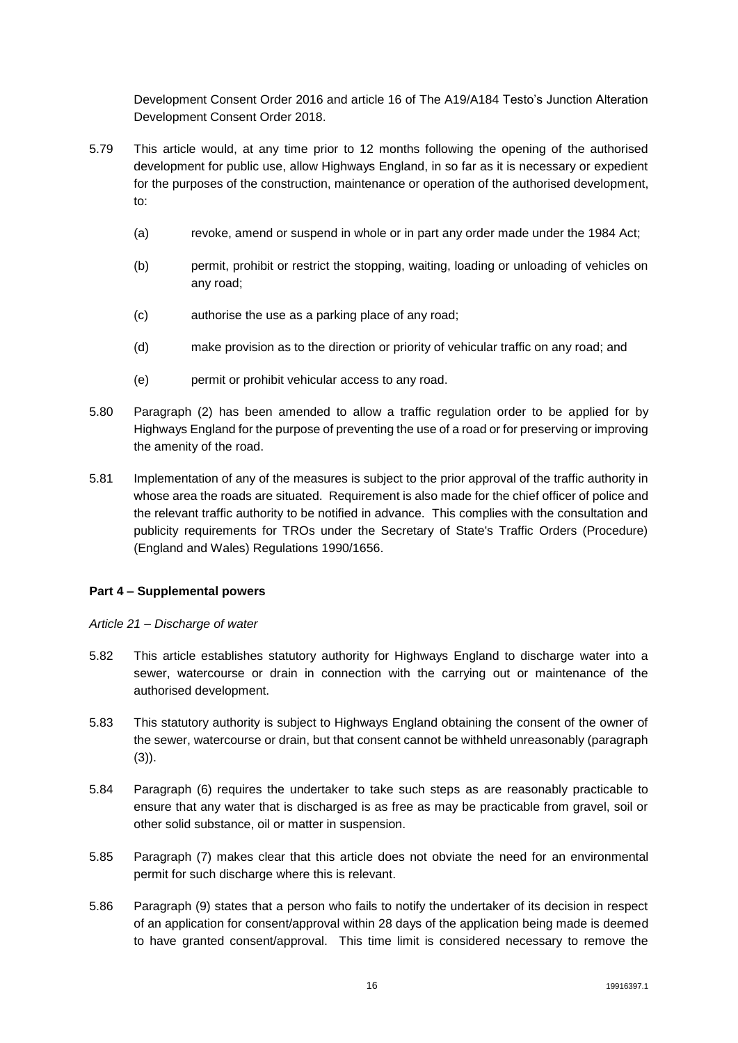Development Consent Order 2016 and article 16 of The A19/A184 Testo's Junction Alteration Development Consent Order 2018.

5.79 This article would, at any time prior to 12 months following the opening of the authorised development for public use, allow Highways England, in so far as it is necessary or expedient for the purposes of the construction, maintenance or operation of the authorised development, to:

(a) revoke, amend or suspend in whole or in part any order made under the 1984 Act;

(b) permit, prohibit or restrict the stopping, waiting, loading or unloading of vehicles on any road;

(c) authorise the use as a parking place of any road;

(d) make provision as to the direction or priority of vehicular traffic on any road; and

(e) permit or prohibit vehicular access to any road.

5.80 Paragraph (2) has been amended to allow a traffic regulation order to be applied for by Highways England for the purpose of preventing the use of a road or for preserving or improving the amenity of the road.

5.81 Implementation of any of the measures is subject to the prior approval of the traffic authority in whose area the roads are situated. Requirement is also made for the chief officer of police and the relevant traffic authority to be notified in advance. This complies with the consultation and publicity requirements for TROs under the Secretary of State's Traffic Orders (Procedure) (England and Wales) Regulations 1990/1656.

**Part 4 – Supplemental powers**

*Article 21 – Discharge of water*

5.82 This article establishes statutory authority for Highways England to discharge water into a sewer, watercourse or drain in connection with the carrying out or maintenance of the authorised development.

5.83 This statutory authority is subject to Highways England obtaining the consent of the owner of the sewer, watercourse or drain, but that consent cannot be withheld unreasonably (paragraph (3)).

5.84 Paragraph (6) requires the undertaker to take such steps as are reasonably practicable to ensure that any water that is discharged is as free as may be practicable from gravel, soil or other solid substance, oil or matter in suspension.

5.85 Paragraph (7) makes clear that this article does not obviate the need for an environmental permit for such discharge where this is relevant.

5.86 Paragraph (9) states that a person who fails to notify the undertaker of its decision in respect of an application for consent/approval within 28 days of the application being made is deemed to have granted consent/approval. This time limit is considered necessary to remove the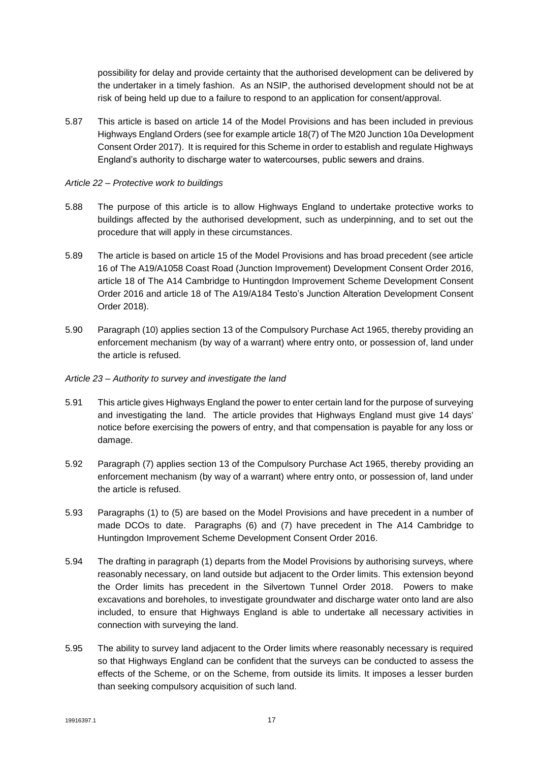possibility for delay and provide certainty that the authorised development can be delivered by the undertaker in a timely fashion. As an NSIP, the authorised development should not be at risk of being held up due to a failure to respond to an application for consent/approval.

5.87 This article is based on article 14 of the Model Provisions and has been included in previous Highways England Orders (see for example article 18(7) of The M20 Junction 10a Development Consent Order 2017). It is required for this Scheme in order to establish and regulate Highways England's authority to discharge water to watercourses, public sewers and drains.

*Article 22 – Protective work to buildings*

5.88 The purpose of this article is to allow Highways England to undertake protective works to buildings affected by the authorised development, such as underpinning, and to set out the procedure that will apply in these circumstances.

5.89 The article is based on article 15 of the Model Provisions and has broad precedent (see article 16 of The A19/A1058 Coast Road (Junction Improvement) Development Consent Order 2016, article 18 of The A14 Cambridge to Huntingdon Improvement Scheme Development Consent Order 2016 and article 18 of The A19/A184 Testo's Junction Alteration Development Consent Order 2018).

5.90 Paragraph (10) applies section 13 of the Compulsory Purchase Act 1965, thereby providing an enforcement mechanism (by way of a warrant) where entry onto, or possession of, land under the article is refused.

*Article 23 – Authority to survey and investigate the land*

5.91 This article gives Highways England the power to enter certain land for the purpose of surveying and investigating the land. The article provides that Highways England must give 14 days' notice before exercising the powers of entry, and that compensation is payable for any loss or damage.

5.92 Paragraph (7) applies section 13 of the Compulsory Purchase Act 1965, thereby providing an enforcement mechanism (by way of a warrant) where entry onto, or possession of, land under the article is refused.

5.93 Paragraphs (1) to (5) are based on the Model Provisions and have precedent in a number of made DCOs to date. Paragraphs (6) and (7) have precedent in The A14 Cambridge to Huntingdon Improvement Scheme Development Consent Order 2016.

5.94 The drafting in paragraph (1) departs from the Model Provisions by authorising surveys, where reasonably necessary, on land outside but adjacent to the Order limits. This extension beyond the Order limits has precedent in the Silvertown Tunnel Order 2018. Powers to make excavations and boreholes, to investigate groundwater and discharge water onto land are also included, to ensure that Highways England is able to undertake all necessary activities in connection with surveying the land.

5.95 The ability to survey land adjacent to the Order limits where reasonably necessary is required so that Highways England can be confident that the surveys can be conducted to assess the effects of the Scheme, or on the Scheme, from outside its limits. It imposes a lesser burden than seeking compulsory acquisition of such land.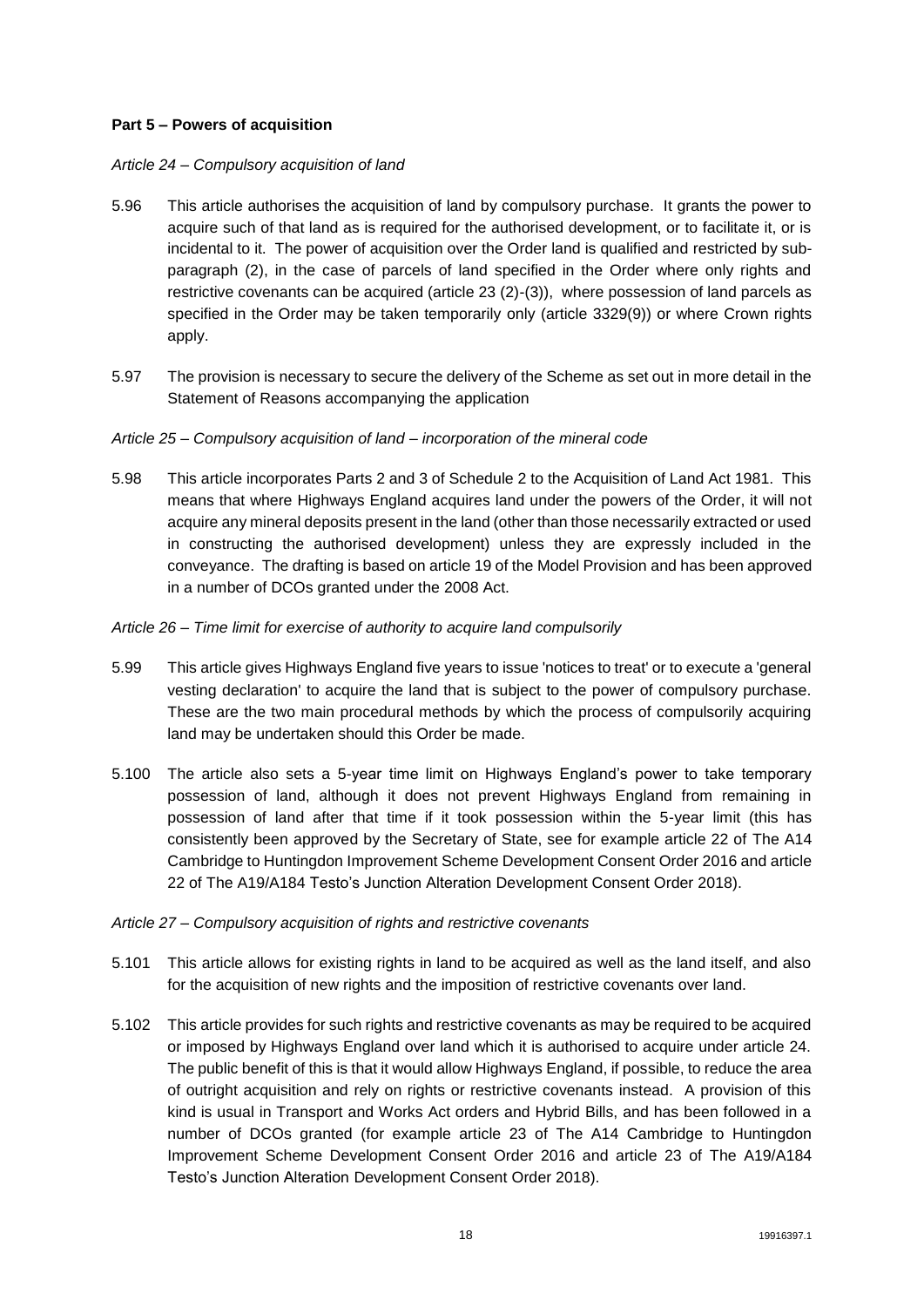**Part 5 – Powers of acquisition**

*Article 24 – Compulsory acquisition of land*

5.96 This article authorises the acquisition of land by compulsory purchase. It grants the power to acquire such of that land as is required for the authorised development, or to facilitate it, or is incidental to it. The power of acquisition over the Order land is qualified and restricted by sub-paragraph (2), in the case of parcels of land specified in the Order where only rights and restrictive covenants can be acquired (article 23 (2)-(3)), where possession of land parcels as specified in the Order may be taken temporarily only (article 3329(9)) or where Crown rights apply.

5.97 The provision is necessary to secure the delivery of the Scheme as set out in more detail in the Statement of Reasons accompanying the application

*Article 25 – Compulsory acquisition of land – incorporation of the mineral code*

5.98 This article incorporates Parts 2 and 3 of Schedule 2 to the Acquisition of Land Act 1981. This means that where Highways England acquires land under the powers of the Order, it will not acquire any mineral deposits present in the land (other than those necessarily extracted or used in constructing the authorised development) unless they are expressly included in the conveyance. The drafting is based on article 19 of the Model Provision and has been approved in a number of DCOs granted under the 2008 Act.

*Article 26 – Time limit for exercise of authority to acquire land compulsorily*

5.99 This article gives Highways England five years to issue 'notices to treat' or to execute a 'general vesting declaration' to acquire the land that is subject to the power of compulsory purchase. These are the two main procedural methods by which the process of compulsorily acquiring land may be undertaken should this Order be made.

5.100 The article also sets a 5-year time limit on Highways England's power to take temporary possession of land, although it does not prevent Highways England from remaining in possession of land after that time if it took possession within the 5-year limit (this has consistently been approved by the Secretary of State, see for example article 22 of The A14 Cambridge to Huntingdon Improvement Scheme Development Consent Order 2016 and article 22 of The A19/A184 Testo's Junction Alteration Development Consent Order 2018).

*Article 27 – Compulsory acquisition of rights and restrictive covenants*

5.101 This article allows for existing rights in land to be acquired as well as the land itself, and also for the acquisition of new rights and the imposition of restrictive covenants over land.

5.102 This article provides for such rights and restrictive covenants as may be required to be acquired or imposed by Highways England over land which it is authorised to acquire under article 24. The public benefit of this is that it would allow Highways England, if possible, to reduce the area of outright acquisition and rely on rights or restrictive covenants instead. A provision of this kind is usual in Transport and Works Act orders and Hybrid Bills, and has been followed in a number of DCOs granted (for example article 23 of The A14 Cambridge to Huntingdon Improvement Scheme Development Consent Order 2016 and article 23 of The A19/A184 Testo's Junction Alteration Development Consent Order 2018).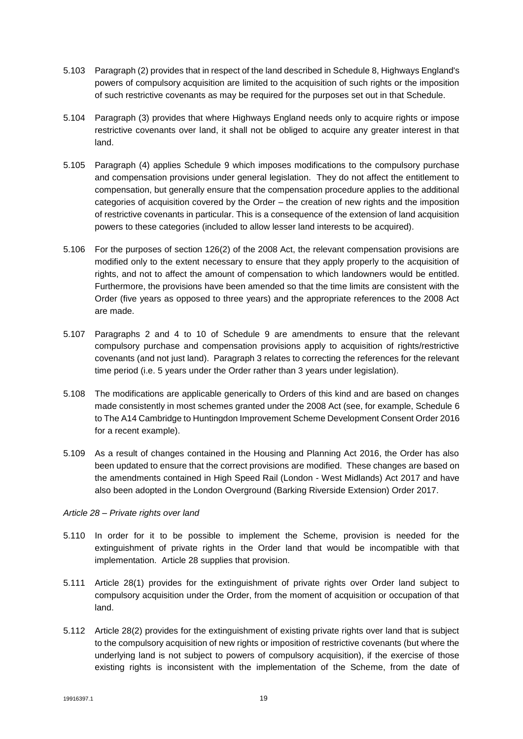5.103 Paragraph (2) provides that in respect of the land described in Schedule 8, Highways England's powers of compulsory acquisition are limited to the acquisition of such rights or the imposition of such restrictive covenants as may be required for the purposes set out in that Schedule.

5.104 Paragraph (3) provides that where Highways England needs only to acquire rights or impose restrictive covenants over land, it shall not be obliged to acquire any greater interest in that land.

5.105 Paragraph (4) applies Schedule 9 which imposes modifications to the compulsory purchase and compensation provisions under general legislation. They do not affect the entitlement to compensation, but generally ensure that the compensation procedure applies to the additional categories of acquisition covered by the Order – the creation of new rights and the imposition of restrictive covenants in particular. This is a consequence of the extension of land acquisition powers to these categories (included to allow lesser land interests to be acquired).

5.106 For the purposes of section 126(2) of the 2008 Act, the relevant compensation provisions are modified only to the extent necessary to ensure that they apply properly to the acquisition of rights, and not to affect the amount of compensation to which landowners would be entitled. Furthermore, the provisions have been amended so that the time limits are consistent with the Order (five years as opposed to three years) and the appropriate references to the 2008 Act are made.

5.107 Paragraphs 2 and 4 to 10 of Schedule 9 are amendments to ensure that the relevant compulsory purchase and compensation provisions apply to acquisition of rights/restrictive covenants (and not just land). Paragraph 3 relates to correcting the references for the relevant time period (i.e. 5 years under the Order rather than 3 years under legislation).

5.108 The modifications are applicable generically to Orders of this kind and are based on changes made consistently in most schemes granted under the 2008 Act (see, for example, Schedule 6 to The A14 Cambridge to Huntingdon Improvement Scheme Development Consent Order 2016 for a recent example).

5.109 As a result of changes contained in the Housing and Planning Act 2016, the Order has also been updated to ensure that the correct provisions are modified. These changes are based on the amendments contained in High Speed Rail (London - West Midlands) Act 2017 and have also been adopted in the London Overground (Barking Riverside Extension) Order 2017.

*Article 28 – Private rights over land*

5.110 In order for it to be possible to implement the Scheme, provision is needed for the extinguishment of private rights in the Order land that would be incompatible with that implementation. Article 28 supplies that provision.

5.111 Article 28(1) provides for the extinguishment of private rights over Order land subject to compulsory acquisition under the Order, from the moment of acquisition or occupation of that land.

5.112 Article 28(2) provides for the extinguishment of existing private rights over land that is subject to the compulsory acquisition of new rights or imposition of restrictive covenants (but where the underlying land is not subject to powers of compulsory acquisition), if the exercise of those existing rights is inconsistent with the implementation of the Scheme, from the date of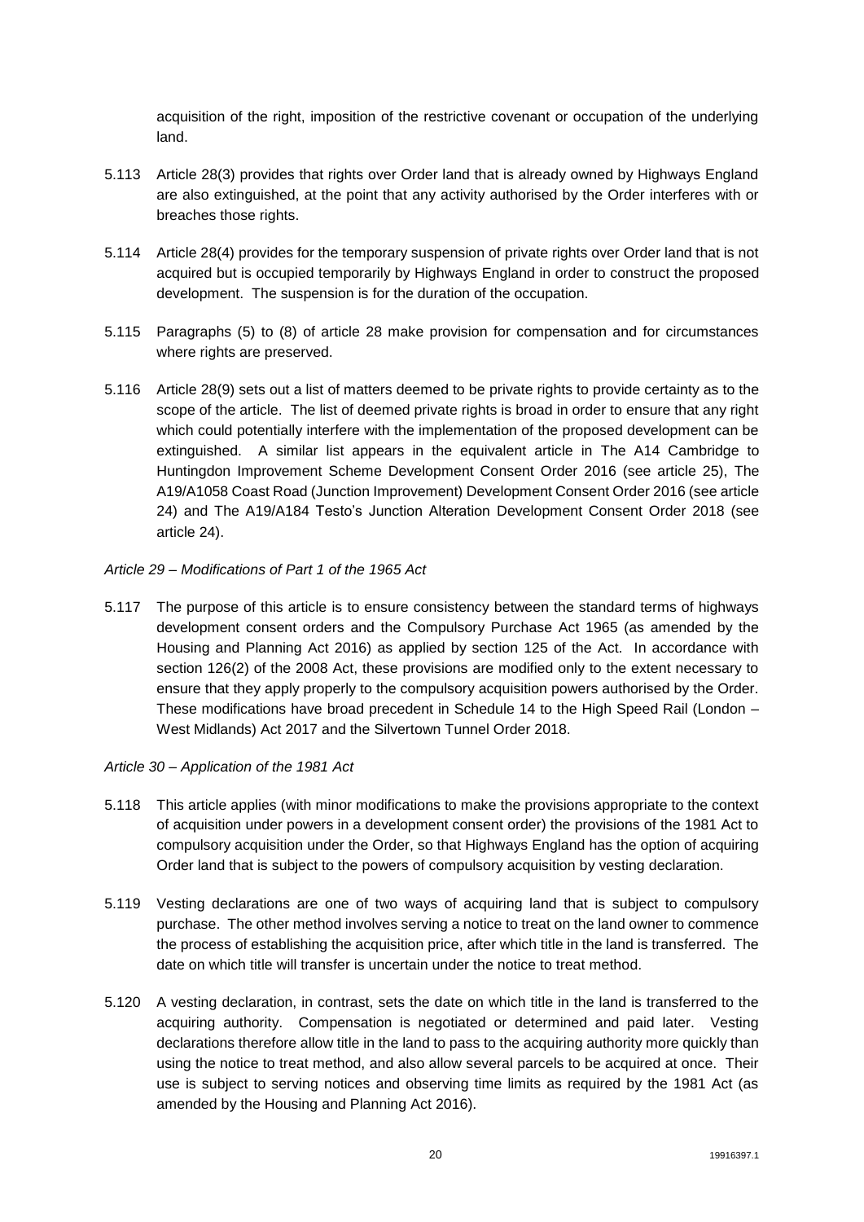acquisition of the right, imposition of the restrictive covenant or occupation of the underlying land.

5.113 Article 28(3) provides that rights over Order land that is already owned by Highways England are also extinguished, at the point that any activity authorised by the Order interferes with or breaches those rights.

5.114 Article 28(4) provides for the temporary suspension of private rights over Order land that is not acquired but is occupied temporarily by Highways England in order to construct the proposed development. The suspension is for the duration of the occupation.

5.115 Paragraphs (5) to (8) of article 28 make provision for compensation and for circumstances where rights are preserved.

5.116 Article 28(9) sets out a list of matters deemed to be private rights to provide certainty as to the scope of the article. The list of deemed private rights is broad in order to ensure that any right which could potentially interfere with the implementation of the proposed development can be extinguished. A similar list appears in the equivalent article in The A14 Cambridge to Huntingdon Improvement Scheme Development Consent Order 2016 (see article 25), The A19/A1058 Coast Road (Junction Improvement) Development Consent Order 2016 (see article 24) and The A19/A184 Testo's Junction Alteration Development Consent Order 2018 (see article 24).

*Article 29 – Modifications of Part 1 of the 1965 Act*

5.117 The purpose of this article is to ensure consistency between the standard terms of highways development consent orders and the Compulsory Purchase Act 1965 (as amended by the Housing and Planning Act 2016) as applied by section 125 of the Act. In accordance with section 126(2) of the 2008 Act, these provisions are modified only to the extent necessary to ensure that they apply properly to the compulsory acquisition powers authorised by the Order. These modifications have broad precedent in Schedule 14 to the High Speed Rail (London – West Midlands) Act 2017 and the Silvertown Tunnel Order 2018.

*Article 30 – Application of the 1981 Act*

5.118 This article applies (with minor modifications to make the provisions appropriate to the context of acquisition under powers in a development consent order) the provisions of the 1981 Act to compulsory acquisition under the Order, so that Highways England has the option of acquiring Order land that is subject to the powers of compulsory acquisition by vesting declaration.

5.119 Vesting declarations are one of two ways of acquiring land that is subject to compulsory purchase. The other method involves serving a notice to treat on the land owner to commence the process of establishing the acquisition price, after which title in the land is transferred. The date on which title will transfer is uncertain under the notice to treat method.

5.120 A vesting declaration, in contrast, sets the date on which title in the land is transferred to the acquiring authority. Compensation is negotiated or determined and paid later. Vesting declarations therefore allow title in the land to pass to the acquiring authority more quickly than using the notice to treat method, and also allow several parcels to be acquired at once. Their use is subject to serving notices and observing time limits as required by the 1981 Act (as amended by the Housing and Planning Act 2016).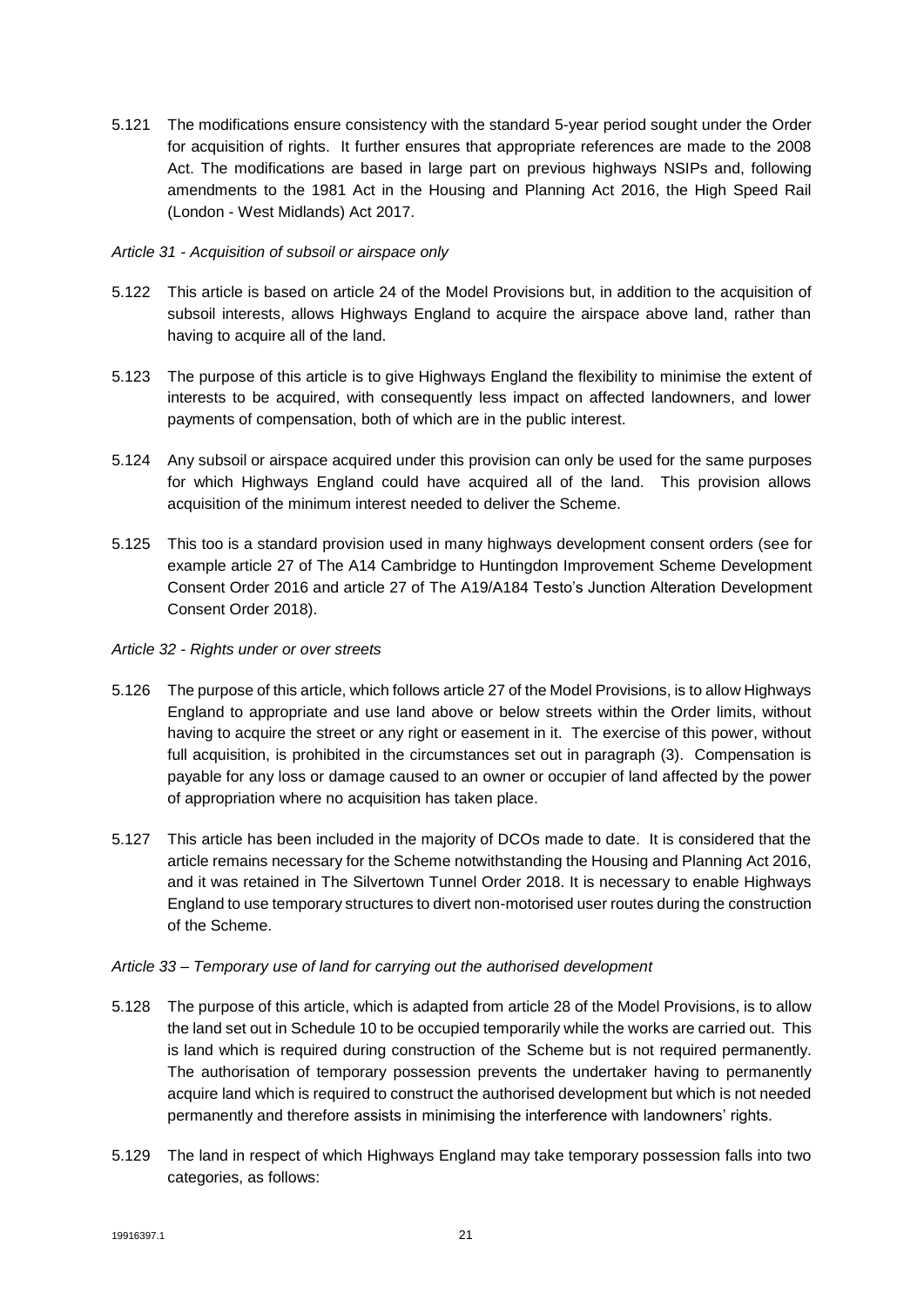5.121 The modifications ensure consistency with the standard 5-year period sought under the Order for acquisition of rights. It further ensures that appropriate references are made to the 2008 Act. The modifications are based in large part on previous highways NSIPs and, following amendments to the 1981 Act in the Housing and Planning Act 2016, the High Speed Rail (London - West Midlands) Act 2017.

*Article 31 - Acquisition of subsoil or airspace only*

5.122 This article is based on article 24 of the Model Provisions but, in addition to the acquisition of subsoil interests, allows Highways England to acquire the airspace above land, rather than having to acquire all of the land.

5.123 The purpose of this article is to give Highways England the flexibility to minimise the extent of interests to be acquired, with consequently less impact on affected landowners, and lower payments of compensation, both of which are in the public interest.

5.124 Any subsoil or airspace acquired under this provision can only be used for the same purposes for which Highways England could have acquired all of the land. This provision allows acquisition of the minimum interest needed to deliver the Scheme.

5.125 This too is a standard provision used in many highways development consent orders (see for example article 27 of The A14 Cambridge to Huntingdon Improvement Scheme Development Consent Order 2016 and article 27 of The A19/A184 Testo's Junction Alteration Development Consent Order 2018).

*Article 32 - Rights under or over streets*

5.126 The purpose of this article, which follows article 27 of the Model Provisions, is to allow Highways England to appropriate and use land above or below streets within the Order limits, without having to acquire the street or any right or easement in it. The exercise of this power, without full acquisition, is prohibited in the circumstances set out in paragraph (3). Compensation is payable for any loss or damage caused to an owner or occupier of land affected by the power of appropriation where no acquisition has taken place.

5.127 This article has been included in the majority of DCOs made to date. It is considered that the article remains necessary for the Scheme notwithstanding the Housing and Planning Act 2016, and it was retained in The Silvertown Tunnel Order 2018. It is necessary to enable Highways England to use temporary structures to divert non-motorised user routes during the construction of the Scheme.

*Article 33 – Temporary use of land for carrying out the authorised development*

5.128 The purpose of this article, which is adapted from article 28 of the Model Provisions, is to allow the land set out in Schedule 10 to be occupied temporarily while the works are carried out. This is land which is required during construction of the Scheme but is not required permanently. The authorisation of temporary possession prevents the undertaker having to permanently acquire land which is required to construct the authorised development but which is not needed permanently and therefore assists in minimising the interference with landowners' rights.

5.129 The land in respect of which Highways England may take temporary possession falls into two categories, as follows: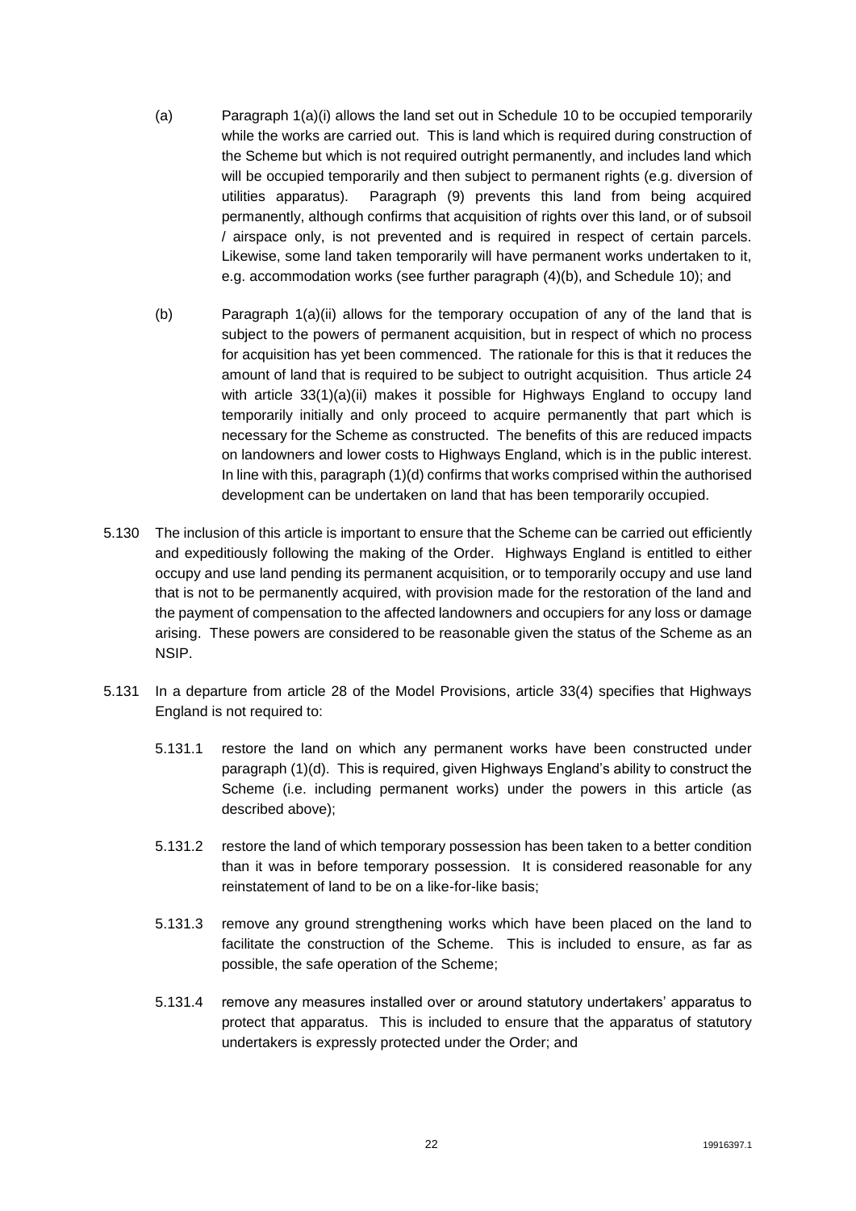(a) Paragraph 1(a)(i) allows the land set out in Schedule 10 to be occupied temporarily while the works are carried out. This is land which is required during construction of the Scheme but which is not required outright permanently, and includes land which will be occupied temporarily and then subject to permanent rights (e.g. diversion of utilities apparatus). Paragraph (9) prevents this land from being acquired permanently, although confirms that acquisition of rights over this land, or of subsoil / airspace only, is not prevented and is required in respect of certain parcels. Likewise, some land taken temporarily will have permanent works undertaken to it, e.g. accommodation works (see further paragraph (4)(b), and Schedule 10); and

(b) Paragraph 1(a)(ii) allows for the temporary occupation of any of the land that is subject to the powers of permanent acquisition, but in respect of which no process for acquisition has yet been commenced. The rationale for this is that it reduces the amount of land that is required to be subject to outright acquisition. Thus article 24 with article 33(1)(a)(ii) makes it possible for Highways England to occupy land temporarily initially and only proceed to acquire permanently that part which is necessary for the Scheme as constructed. The benefits of this are reduced impacts on landowners and lower costs to Highways England, which is in the public interest. In line with this, paragraph (1)(d) confirms that works comprised within the authorised development can be undertaken on land that has been temporarily occupied.

5.130 The inclusion of this article is important to ensure that the Scheme can be carried out efficiently and expeditiously following the making of the Order. Highways England is entitled to either occupy and use land pending its permanent acquisition, or to temporarily occupy and use land that is not to be permanently acquired, with provision made for the restoration of the land and the payment of compensation to the affected landowners and occupiers for any loss or damage arising. These powers are considered to be reasonable given the status of the Scheme as an NSIP.

5.131 In a departure from article 28 of the Model Provisions, article 33(4) specifies that Highways England is not required to:

5.131.1 restore the land on which any permanent works have been constructed under paragraph (1)(d). This is required, given Highways England's ability to construct the Scheme (i.e. including permanent works) under the powers in this article (as described above);

5.131.2 restore the land of which temporary possession has been taken to a better condition than it was in before temporary possession. It is considered reasonable for any reinstatement of land to be on a like-for-like basis;

5.131.3 remove any ground strengthening works which have been placed on the land to facilitate the construction of the Scheme. This is included to ensure, as far as possible, the safe operation of the Scheme;

5.131.4 remove any measures installed over or around statutory undertakers' apparatus to protect that apparatus. This is included to ensure that the apparatus of statutory undertakers is expressly protected under the Order; and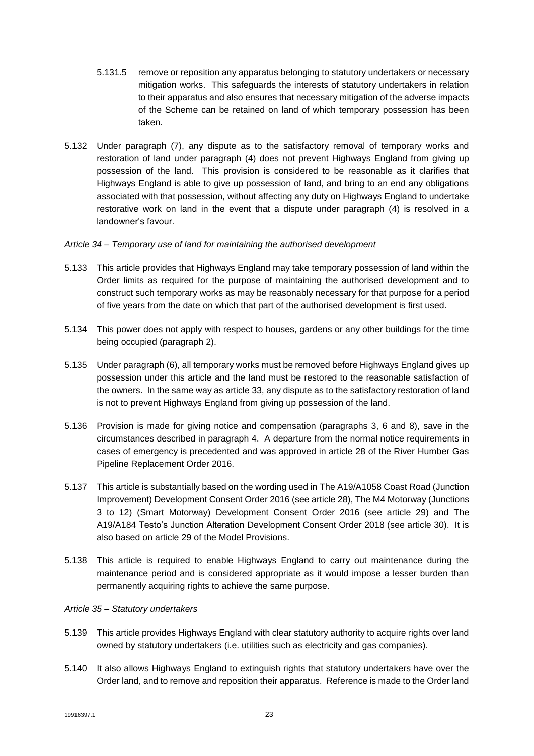5.131.5 remove or reposition any apparatus belonging to statutory undertakers or necessary mitigation works. This safeguards the interests of statutory undertakers in relation to their apparatus and also ensures that necessary mitigation of the adverse impacts of the Scheme can be retained on land of which temporary possession has been taken.

5.132 Under paragraph (7), any dispute as to the satisfactory removal of temporary works and restoration of land under paragraph (4) does not prevent Highways England from giving up possession of the land. This provision is considered to be reasonable as it clarifies that Highways England is able to give up possession of land, and bring to an end any obligations associated with that possession, without affecting any duty on Highways England to undertake restorative work on land in the event that a dispute under paragraph (4) is resolved in a landowner's favour.

*Article 34 – Temporary use of land for maintaining the authorised development*

5.133 This article provides that Highways England may take temporary possession of land within the Order limits as required for the purpose of maintaining the authorised development and to construct such temporary works as may be reasonably necessary for that purpose for a period of five years from the date on which that part of the authorised development is first used.

5.134 This power does not apply with respect to houses, gardens or any other buildings for the time being occupied (paragraph 2).

5.135 Under paragraph (6), all temporary works must be removed before Highways England gives up possession under this article and the land must be restored to the reasonable satisfaction of the owners. In the same way as article 33, any dispute as to the satisfactory restoration of land is not to prevent Highways England from giving up possession of the land.

5.136 Provision is made for giving notice and compensation (paragraphs 3, 6 and 8), save in the circumstances described in paragraph 4. A departure from the normal notice requirements in cases of emergency is precedented and was approved in article 28 of the River Humber Gas Pipeline Replacement Order 2016.

5.137 This article is substantially based on the wording used in The A19/A1058 Coast Road (Junction Improvement) Development Consent Order 2016 (see article 28), The M4 Motorway (Junctions 3 to 12) (Smart Motorway) Development Consent Order 2016 (see article 29) and The A19/A184 Testo's Junction Alteration Development Consent Order 2018 (see article 30). It is also based on article 29 of the Model Provisions.

5.138 This article is required to enable Highways England to carry out maintenance during the maintenance period and is considered appropriate as it would impose a lesser burden than permanently acquiring rights to achieve the same purpose.

*Article 35 – Statutory undertakers*

5.139 This article provides Highways England with clear statutory authority to acquire rights over land owned by statutory undertakers (i.e. utilities such as electricity and gas companies).

5.140 It also allows Highways England to extinguish rights that statutory undertakers have over the Order land, and to remove and reposition their apparatus. Reference is made to the Order land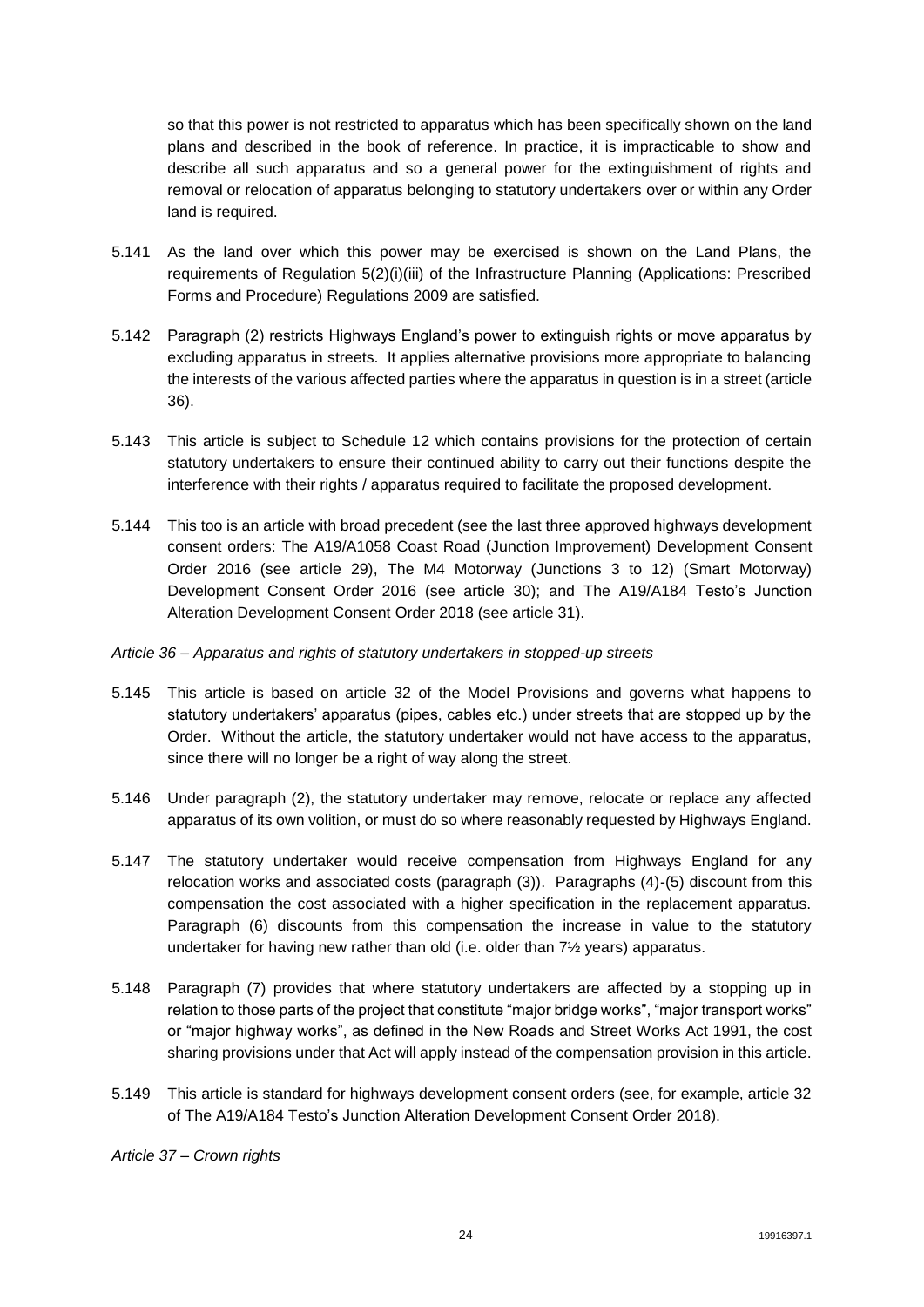so that this power is not restricted to apparatus which has been specifically shown on the land plans and described in the book of reference. In practice, it is impracticable to show and describe all such apparatus and so a general power for the extinguishment of rights and removal or relocation of apparatus belonging to statutory undertakers over or within any Order land is required.

5.141 As the land over which this power may be exercised is shown on the Land Plans, the requirements of Regulation 5(2)(i)(iii) of the Infrastructure Planning (Applications: Prescribed Forms and Procedure) Regulations 2009 are satisfied.

5.142 Paragraph (2) restricts Highways England's power to extinguish rights or move apparatus by excluding apparatus in streets. It applies alternative provisions more appropriate to balancing the interests of the various affected parties where the apparatus in question is in a street (article 36).

5.143 This article is subject to Schedule 12 which contains provisions for the protection of certain statutory undertakers to ensure their continued ability to carry out their functions despite the interference with their rights / apparatus required to facilitate the proposed development.

5.144 This too is an article with broad precedent (see the last three approved highways development consent orders: The A19/A1058 Coast Road (Junction Improvement) Development Consent Order 2016 (see article 29), The M4 Motorway (Junctions 3 to 12) (Smart Motorway) Development Consent Order 2016 (see article 30); and The A19/A184 Testo's Junction Alteration Development Consent Order 2018 (see article 31).

*Article 36 – Apparatus and rights of statutory undertakers in stopped-up streets*

5.145 This article is based on article 32 of the Model Provisions and governs what happens to statutory undertakers' apparatus (pipes, cables etc.) under streets that are stopped up by the Order. Without the article, the statutory undertaker would not have access to the apparatus, since there will no longer be a right of way along the street.

5.146 Under paragraph (2), the statutory undertaker may remove, relocate or replace any affected apparatus of its own volition, or must do so where reasonably requested by Highways England.

5.147 The statutory undertaker would receive compensation from Highways England for any relocation works and associated costs (paragraph (3)). Paragraphs (4)-(5) discount from this compensation the cost associated with a higher specification in the replacement apparatus. Paragraph (6) discounts from this compensation the increase in value to the statutory undertaker for having new rather than old (i.e. older than 7½ years) apparatus.

5.148 Paragraph (7) provides that where statutory undertakers are affected by a stopping up in relation to those parts of the project that constitute "major bridge works", "major transport works" or "major highway works", as defined in the New Roads and Street Works Act 1991, the cost sharing provisions under that Act will apply instead of the compensation provision in this article.

5.149 This article is standard for highways development consent orders (see, for example, article 32 of The A19/A184 Testo's Junction Alteration Development Consent Order 2018).

*Article 37 – Crown rights*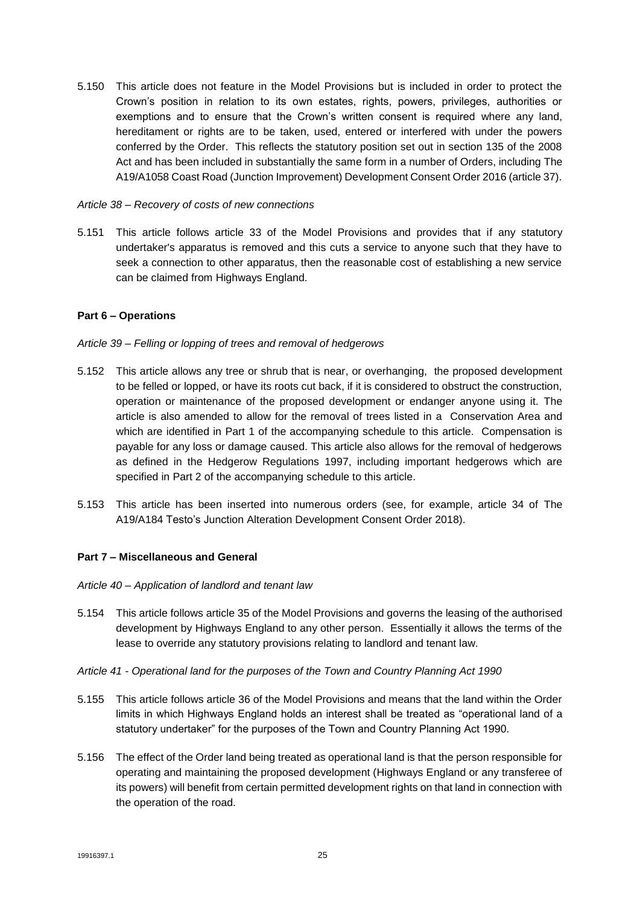5.150 This article does not feature in the Model Provisions but is included in order to protect the Crown's position in relation to its own estates, rights, powers, privileges, authorities or exemptions and to ensure that the Crown's written consent is required where any land, hereditament or rights are to be taken, used, entered or interfered with under the powers conferred by the Order. This reflects the statutory position set out in section 135 of the 2008 Act and has been included in substantially the same form in a number of Orders, including The A19/A1058 Coast Road (Junction Improvement) Development Consent Order 2016 (article 37).

*Article 38 – Recovery of costs of new connections*

5.151 This article follows article 33 of the Model Provisions and provides that if any statutory undertaker's apparatus is removed and this cuts a service to anyone such that they have to seek a connection to other apparatus, then the reasonable cost of establishing a new service can be claimed from Highways England.

**Part 6 – Operations**

*Article 39 – Felling or lopping of trees and removal of hedgerows*

5.152 This article allows any tree or shrub that is near, or overhanging, the proposed development to be felled or lopped, or have its roots cut back, if it is considered to obstruct the construction, operation or maintenance of the proposed development or endanger anyone using it. The article is also amended to allow for the removal of trees listed in a Conservation Area and which are identified in Part 1 of the accompanying schedule to this article. Compensation is payable for any loss or damage caused. This article also allows for the removal of hedgerows as defined in the Hedgerow Regulations 1997, including important hedgerows which are specified in Part 2 of the accompanying schedule to this article.

5.153 This article has been inserted into numerous orders (see, for example, article 34 of The A19/A184 Testo's Junction Alteration Development Consent Order 2018).

**Part 7 – Miscellaneous and General**

*Article 40 – Application of landlord and tenant law*

5.154 This article follows article 35 of the Model Provisions and governs the leasing of the authorised development by Highways England to any other person. Essentially it allows the terms of the lease to override any statutory provisions relating to landlord and tenant law.

*Article 41 - Operational land for the purposes of the Town and Country Planning Act 1990*

5.155 This article follows article 36 of the Model Provisions and means that the land within the Order limits in which Highways England holds an interest shall be treated as "operational land of a statutory undertaker" for the purposes of the Town and Country Planning Act 1990.

5.156 The effect of the Order land being treated as operational land is that the person responsible for operating and maintaining the proposed development (Highways England or any transferee of its powers) will benefit from certain permitted development rights on that land in connection with the operation of the road.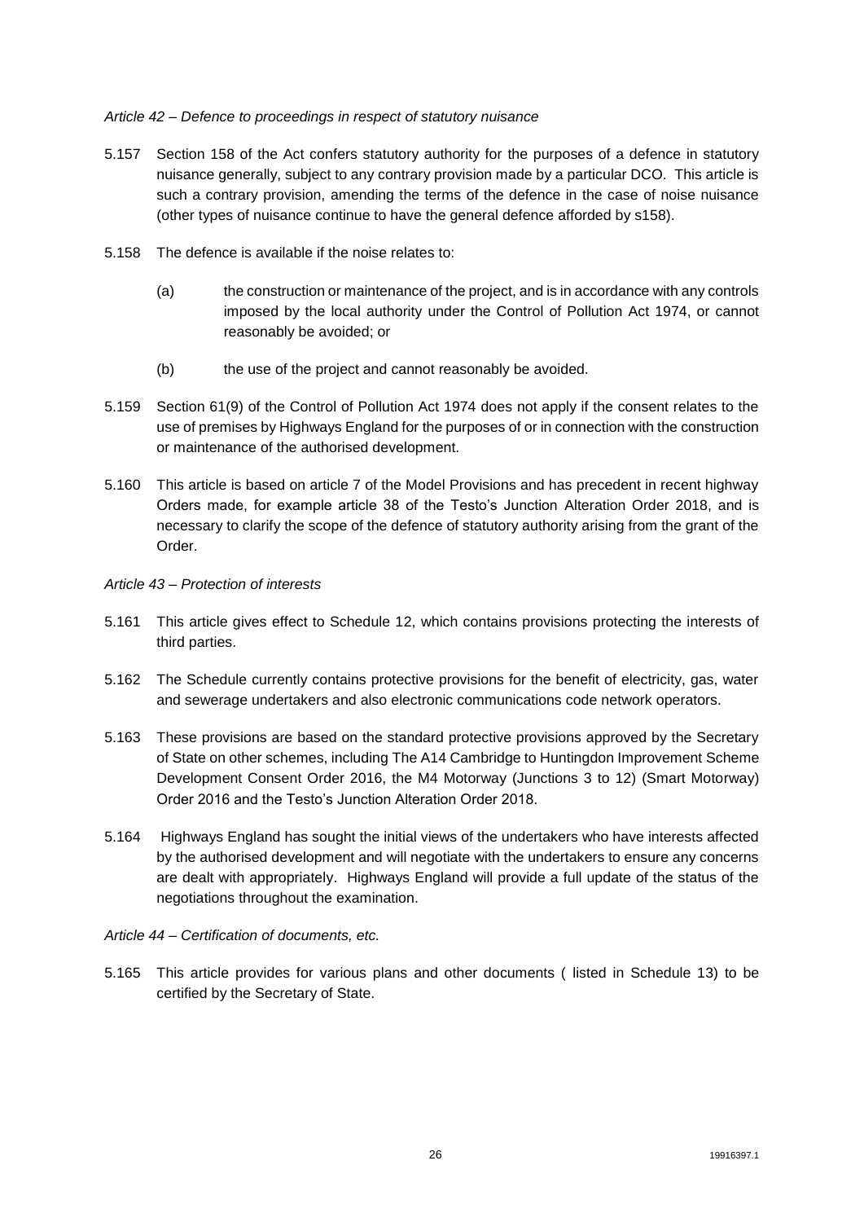*Article 42 – Defence to proceedings in respect of statutory nuisance*

5.157 Section 158 of the Act confers statutory authority for the purposes of a defence in statutory nuisance generally, subject to any contrary provision made by a particular DCO. This article is such a contrary provision, amending the terms of the defence in the case of noise nuisance (other types of nuisance continue to have the general defence afforded by s158).

5.158 The defence is available if the noise relates to:

(a) the construction or maintenance of the project, and is in accordance with any controls imposed by the local authority under the Control of Pollution Act 1974, or cannot reasonably be avoided; or

(b) the use of the project and cannot reasonably be avoided.

5.159 Section 61(9) of the Control of Pollution Act 1974 does not apply if the consent relates to the use of premises by Highways England for the purposes of or in connection with the construction or maintenance of the authorised development.

5.160 This article is based on article 7 of the Model Provisions and has precedent in recent highway Orders made, for example article 38 of the Testo's Junction Alteration Order 2018, and is necessary to clarify the scope of the defence of statutory authority arising from the grant of the Order.

*Article 43 – Protection of interests*

5.161 This article gives effect to Schedule 12, which contains provisions protecting the interests of third parties.

5.162 The Schedule currently contains protective provisions for the benefit of electricity, gas, water and sewerage undertakers and also electronic communications code network operators.

5.163 These provisions are based on the standard protective provisions approved by the Secretary of State on other schemes, including The A14 Cambridge to Huntingdon Improvement Scheme Development Consent Order 2016, the M4 Motorway (Junctions 3 to 12) (Smart Motorway) Order 2016 and the Testo's Junction Alteration Order 2018.

5.164 Highways England has sought the initial views of the undertakers who have interests affected by the authorised development and will negotiate with the undertakers to ensure any concerns are dealt with appropriately. Highways England will provide a full update of the status of the negotiations throughout the examination.

*Article 44 – Certification of documents, etc.*

5.165 This article provides for various plans and other documents ( listed in Schedule 13) to be certified by the Secretary of State.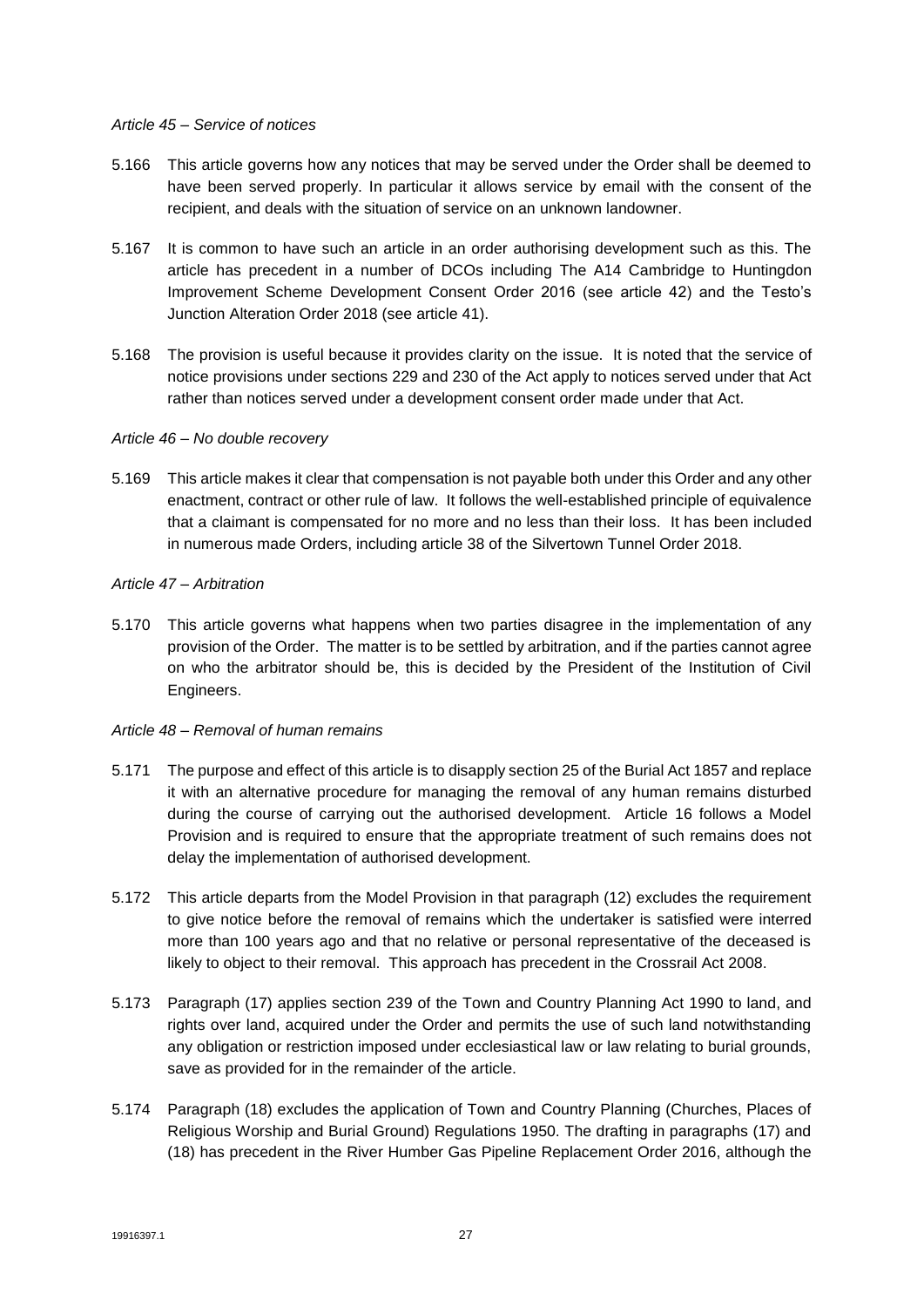*Article 45 – Service of notices*

5.166 This article governs how any notices that may be served under the Order shall be deemed to have been served properly. In particular it allows service by email with the consent of the recipient, and deals with the situation of service on an unknown landowner.

5.167 It is common to have such an article in an order authorising development such as this. The article has precedent in a number of DCOs including The A14 Cambridge to Huntingdon Improvement Scheme Development Consent Order 2016 (see article 42) and the Testo's Junction Alteration Order 2018 (see article 41).

5.168 The provision is useful because it provides clarity on the issue. It is noted that the service of notice provisions under sections 229 and 230 of the Act apply to notices served under that Act rather than notices served under a development consent order made under that Act.

*Article 46 – No double recovery*

5.169 This article makes it clear that compensation is not payable both under this Order and any other enactment, contract or other rule of law. It follows the well-established principle of equivalence that a claimant is compensated for no more and no less than their loss. It has been included in numerous made Orders, including article 38 of the Silvertown Tunnel Order 2018.

*Article 47 – Arbitration*

5.170 This article governs what happens when two parties disagree in the implementation of any provision of the Order. The matter is to be settled by arbitration, and if the parties cannot agree on who the arbitrator should be, this is decided by the President of the Institution of Civil Engineers.

*Article 48 – Removal of human remains*

5.171 The purpose and effect of this article is to disapply section 25 of the Burial Act 1857 and replace it with an alternative procedure for managing the removal of any human remains disturbed during the course of carrying out the authorised development. Article 16 follows a Model Provision and is required to ensure that the appropriate treatment of such remains does not delay the implementation of authorised development.

5.172 This article departs from the Model Provision in that paragraph (12) excludes the requirement to give notice before the removal of remains which the undertaker is satisfied were interred more than 100 years ago and that no relative or personal representative of the deceased is likely to object to their removal. This approach has precedent in the Crossrail Act 2008.

5.173 Paragraph (17) applies section 239 of the Town and Country Planning Act 1990 to land, and rights over land, acquired under the Order and permits the use of such land notwithstanding any obligation or restriction imposed under ecclesiastical law or law relating to burial grounds, save as provided for in the remainder of the article.

5.174 Paragraph (18) excludes the application of Town and Country Planning (Churches, Places of Religious Worship and Burial Ground) Regulations 1950. The drafting in paragraphs (17) and (18) has precedent in the River Humber Gas Pipeline Replacement Order 2016, although the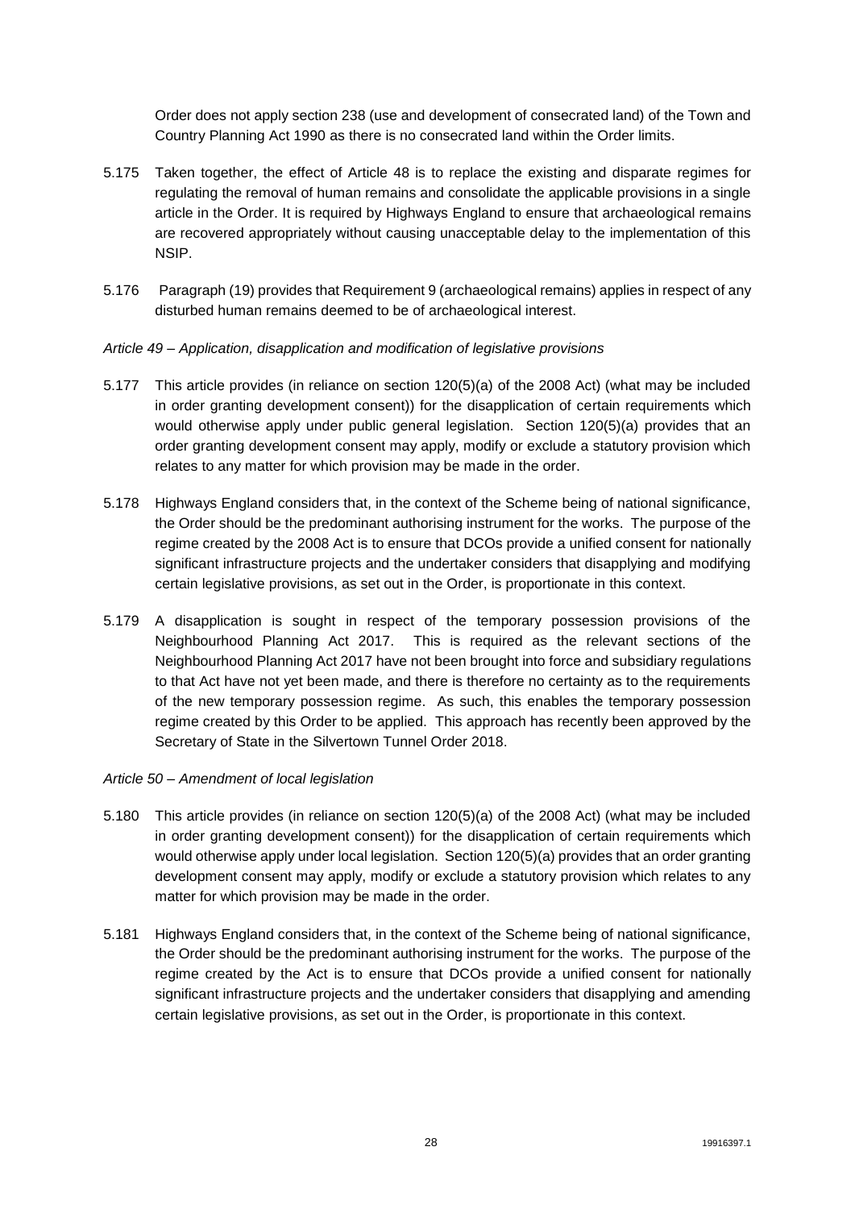Order does not apply section 238 (use and development of consecrated land) of the Town and Country Planning Act 1990 as there is no consecrated land within the Order limits.

5.175 Taken together, the effect of Article 48 is to replace the existing and disparate regimes for regulating the removal of human remains and consolidate the applicable provisions in a single article in the Order. It is required by Highways England to ensure that archaeological remains are recovered appropriately without causing unacceptable delay to the implementation of this NSIP.

5.176 Paragraph (19) provides that Requirement 9 (archaeological remains) applies in respect of any disturbed human remains deemed to be of archaeological interest.

*Article 49 – Application, disapplication and modification of legislative provisions*

5.177 This article provides (in reliance on section 120(5)(a) of the 2008 Act) (what may be included in order granting development consent)) for the disapplication of certain requirements which would otherwise apply under public general legislation. Section 120(5)(a) provides that an order granting development consent may apply, modify or exclude a statutory provision which relates to any matter for which provision may be made in the order.

5.178 Highways England considers that, in the context of the Scheme being of national significance, the Order should be the predominant authorising instrument for the works. The purpose of the regime created by the 2008 Act is to ensure that DCOs provide a unified consent for nationally significant infrastructure projects and the undertaker considers that disapplying and modifying certain legislative provisions, as set out in the Order, is proportionate in this context.

5.179 A disapplication is sought in respect of the temporary possession provisions of the Neighbourhood Planning Act 2017. This is required as the relevant sections of the Neighbourhood Planning Act 2017 have not been brought into force and subsidiary regulations to that Act have not yet been made, and there is therefore no certainty as to the requirements of the new temporary possession regime. As such, this enables the temporary possession regime created by this Order to be applied. This approach has recently been approved by the Secretary of State in the Silvertown Tunnel Order 2018.

*Article 50 – Amendment of local legislation*

5.180 This article provides (in reliance on section 120(5)(a) of the 2008 Act) (what may be included in order granting development consent)) for the disapplication of certain requirements which would otherwise apply under local legislation. Section 120(5)(a) provides that an order granting development consent may apply, modify or exclude a statutory provision which relates to any matter for which provision may be made in the order.

5.181 Highways England considers that, in the context of the Scheme being of national significance, the Order should be the predominant authorising instrument for the works. The purpose of the regime created by the Act is to ensure that DCOs provide a unified consent for nationally significant infrastructure projects and the undertaker considers that disapplying and amending certain legislative provisions, as set out in the Order, is proportionate in this context.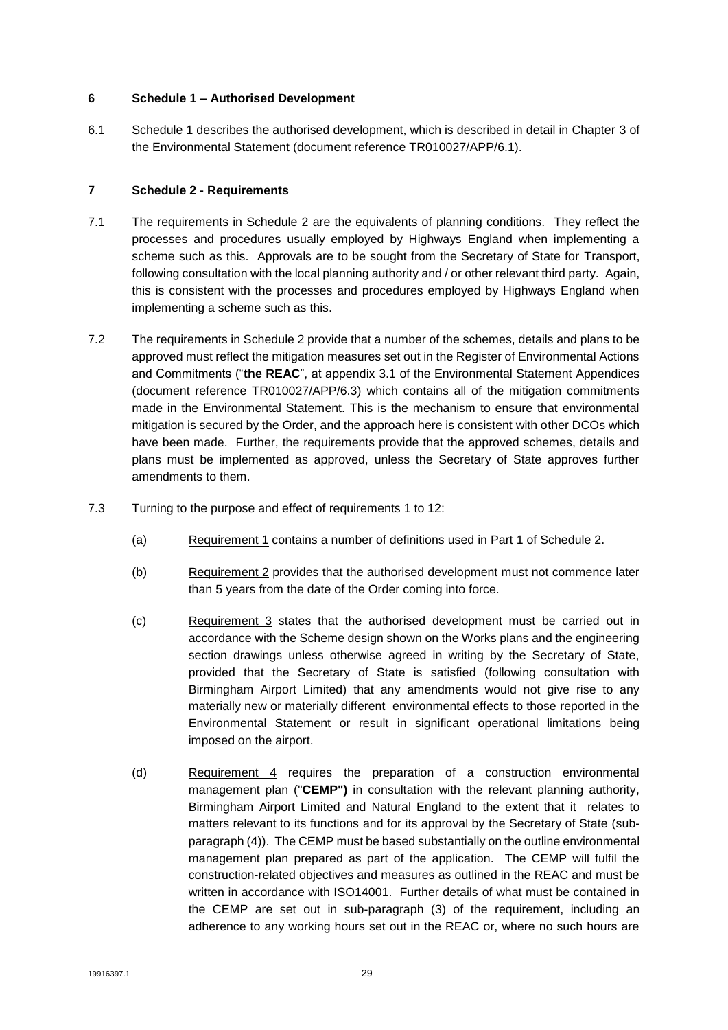## 6 Schedule 1 – Authorised Development

6.1 Schedule 1 describes the authorised development, which is described in detail in Chapter 3 of the Environmental Statement (document reference TR010027/APP/6.1).

## 7 Schedule 2 - Requirements

7.1 The requirements in Schedule 2 are the equivalents of planning conditions. They reflect the processes and procedures usually employed by Highways England when implementing a scheme such as this. Approvals are to be sought from the Secretary of State for Transport, following consultation with the local planning authority and / or other relevant third party. Again, this is consistent with the processes and procedures employed by Highways England when implementing a scheme such as this.

7.2 The requirements in Schedule 2 provide that a number of the schemes, details and plans to be approved must reflect the mitigation measures set out in the Register of Environmental Actions and Commitments ("**the REAC**", at appendix 3.1 of the Environmental Statement Appendices (document reference TR010027/APP/6.3) which contains all of the mitigation commitments made in the Environmental Statement. This is the mechanism to ensure that environmental mitigation is secured by the Order, and the approach here is consistent with other DCOs which have been made. Further, the requirements provide that the approved schemes, details and plans must be implemented as approved, unless the Secretary of State approves further amendments to them.

7.3 Turning to the purpose and effect of requirements 1 to 12:

(a) Requirement 1 contains a number of definitions used in Part 1 of Schedule 2.

(b) Requirement 2 provides that the authorised development must not commence later than 5 years from the date of the Order coming into force.

(c) Requirement 3 states that the authorised development must be carried out in accordance with the Scheme design shown on the Works plans and the engineering section drawings unless otherwise agreed in writing by the Secretary of State, provided that the Secretary of State is satisfied (following consultation with Birmingham Airport Limited) that any amendments would not give rise to any materially new or materially different environmental effects to those reported in the Environmental Statement or result in significant operational limitations being imposed on the airport.

(d) Requirement 4 requires the preparation of a construction environmental management plan ("**CEMP")** in consultation with the relevant planning authority, Birmingham Airport Limited and Natural England to the extent that it relates to matters relevant to its functions and for its approval by the Secretary of State (sub-paragraph (4)). The CEMP must be based substantially on the outline environmental management plan prepared as part of the application. The CEMP will fulfil the construction-related objectives and measures as outlined in the REAC and must be written in accordance with ISO14001. Further details of what must be contained in the CEMP are set out in sub-paragraph (3) of the requirement, including an adherence to any working hours set out in the REAC or, where no such hours are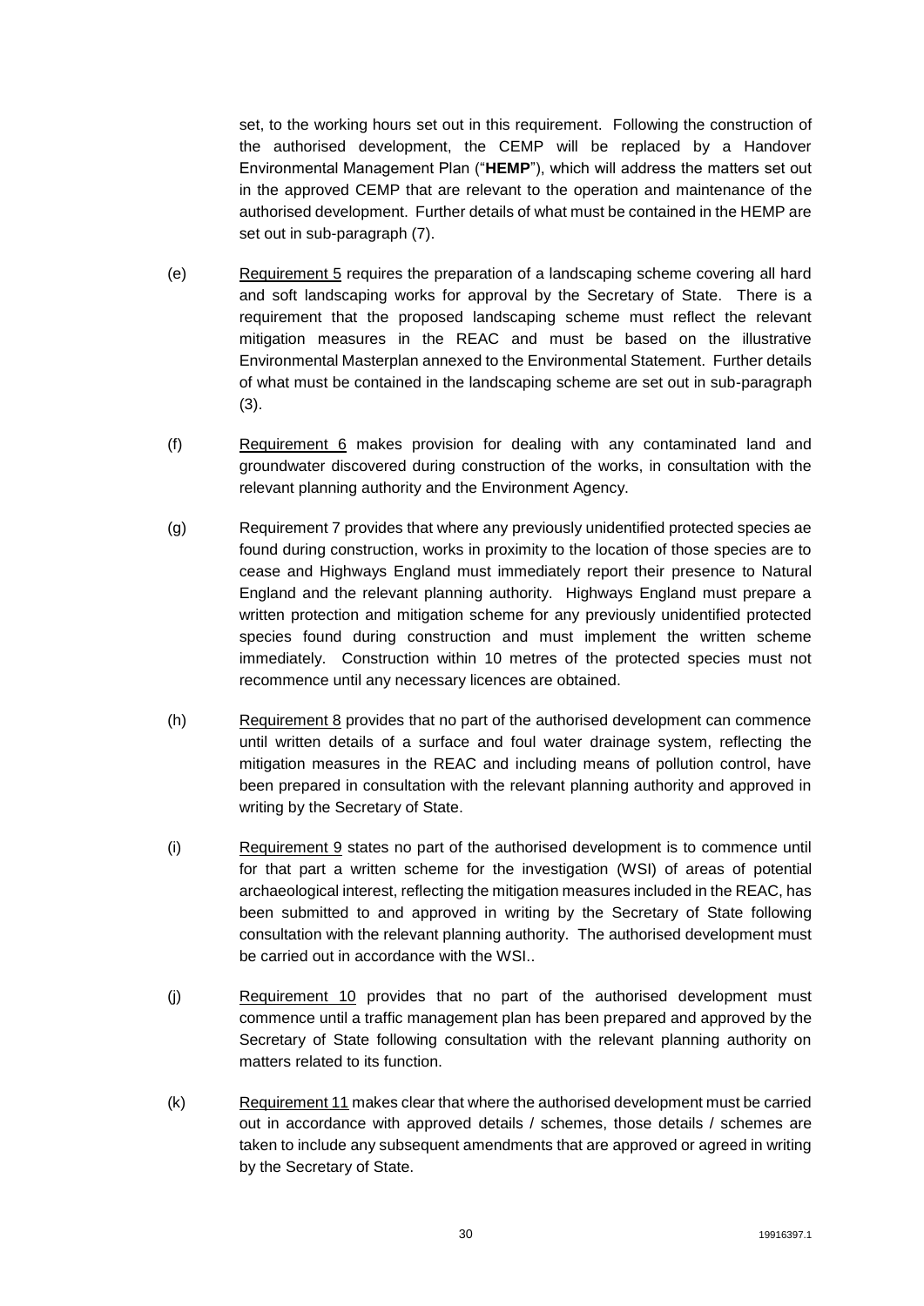set, to the working hours set out in this requirement. Following the construction of the authorised development, the CEMP will be replaced by a Handover Environmental Management Plan ("**HEMP**"), which will address the matters set out in the approved CEMP that are relevant to the operation and maintenance of the authorised development. Further details of what must be contained in the HEMP are set out in sub-paragraph (7).

(e) Requirement 5 requires the preparation of a landscaping scheme covering all hard and soft landscaping works for approval by the Secretary of State. There is a requirement that the proposed landscaping scheme must reflect the relevant mitigation measures in the REAC and must be based on the illustrative Environmental Masterplan annexed to the Environmental Statement. Further details of what must be contained in the landscaping scheme are set out in sub-paragraph (3).

(f) Requirement 6 makes provision for dealing with any contaminated land and groundwater discovered during construction of the works, in consultation with the relevant planning authority and the Environment Agency.

(g) Requirement 7 provides that where any previously unidentified protected species ae found during construction, works in proximity to the location of those species are to cease and Highways England must immediately report their presence to Natural England and the relevant planning authority. Highways England must prepare a written protection and mitigation scheme for any previously unidentified protected species found during construction and must implement the written scheme immediately. Construction within 10 metres of the protected species must not recommence until any necessary licences are obtained.

(h) Requirement 8 provides that no part of the authorised development can commence until written details of a surface and foul water drainage system, reflecting the mitigation measures in the REAC and including means of pollution control, have been prepared in consultation with the relevant planning authority and approved in writing by the Secretary of State.

(i) Requirement 9 states no part of the authorised development is to commence until for that part a written scheme for the investigation (WSI) of areas of potential archaeological interest, reflecting the mitigation measures included in the REAC, has been submitted to and approved in writing by the Secretary of State following consultation with the relevant planning authority. The authorised development must be carried out in accordance with the WSI..

(j) Requirement 10 provides that no part of the authorised development must commence until a traffic management plan has been prepared and approved by the Secretary of State following consultation with the relevant planning authority on matters related to its function.

(k) Requirement 11 makes clear that where the authorised development must be carried out in accordance with approved details / schemes, those details / schemes are taken to include any subsequent amendments that are approved or agreed in writing by the Secretary of State.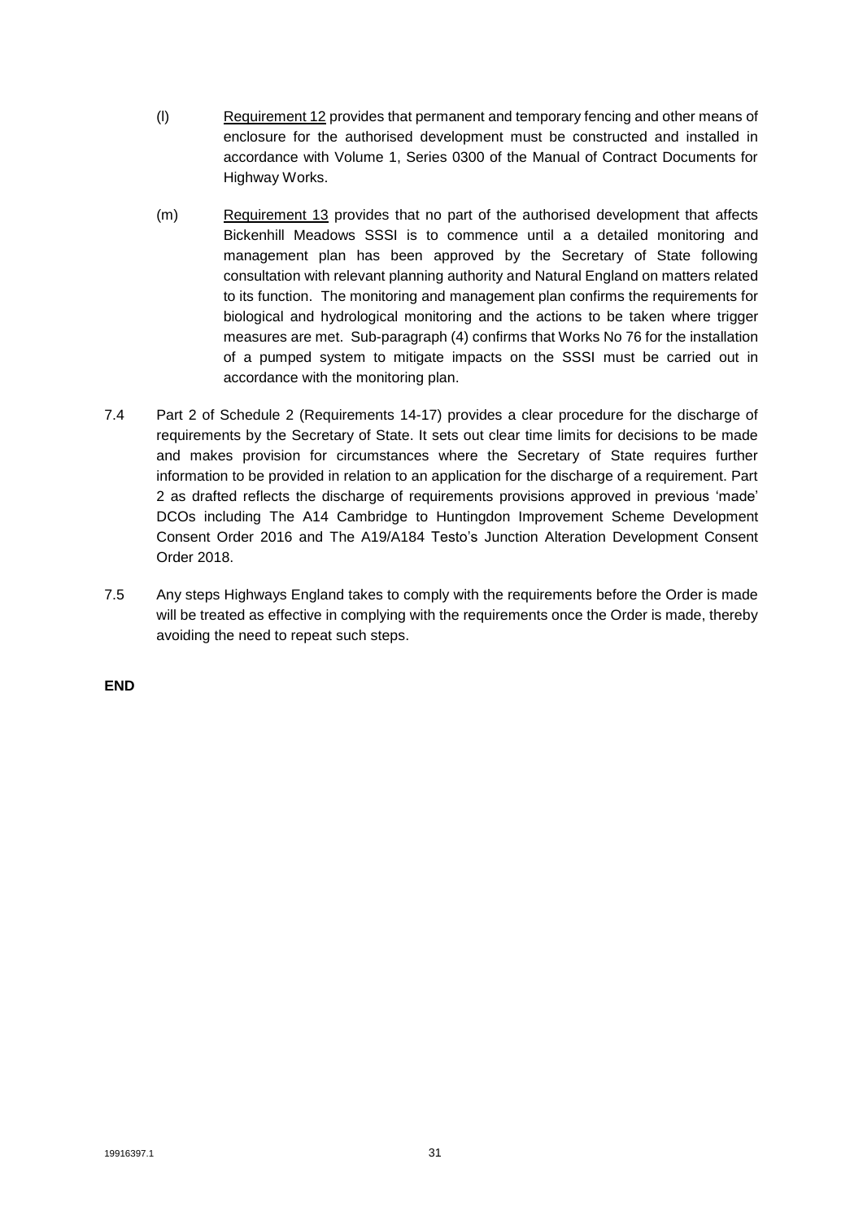(l) Requirement 12 provides that permanent and temporary fencing and other means of enclosure for the authorised development must be constructed and installed in accordance with Volume 1, Series 0300 of the Manual of Contract Documents for Highway Works.

(m) Requirement 13 provides that no part of the authorised development that affects Bickenhill Meadows SSSI is to commence until a a detailed monitoring and management plan has been approved by the Secretary of State following consultation with relevant planning authority and Natural England on matters related to its function. The monitoring and management plan confirms the requirements for biological and hydrological monitoring and the actions to be taken where trigger measures are met. Sub-paragraph (4) confirms that Works No 76 for the installation of a pumped system to mitigate impacts on the SSSI must be carried out in accordance with the monitoring plan.

7.4 Part 2 of Schedule 2 (Requirements 14-17) provides a clear procedure for the discharge of requirements by the Secretary of State. It sets out clear time limits for decisions to be made and makes provision for circumstances where the Secretary of State requires further information to be provided in relation to an application for the discharge of a requirement. Part 2 as drafted reflects the discharge of requirements provisions approved in previous 'made' DCOs including The A14 Cambridge to Huntingdon Improvement Scheme Development Consent Order 2016 and The A19/A184 Testo's Junction Alteration Development Consent Order 2018.

7.5 Any steps Highways England takes to comply with the requirements before the Order is made will be treated as effective in complying with the requirements once the Order is made, thereby avoiding the need to repeat such steps.

**END**

19916397.1